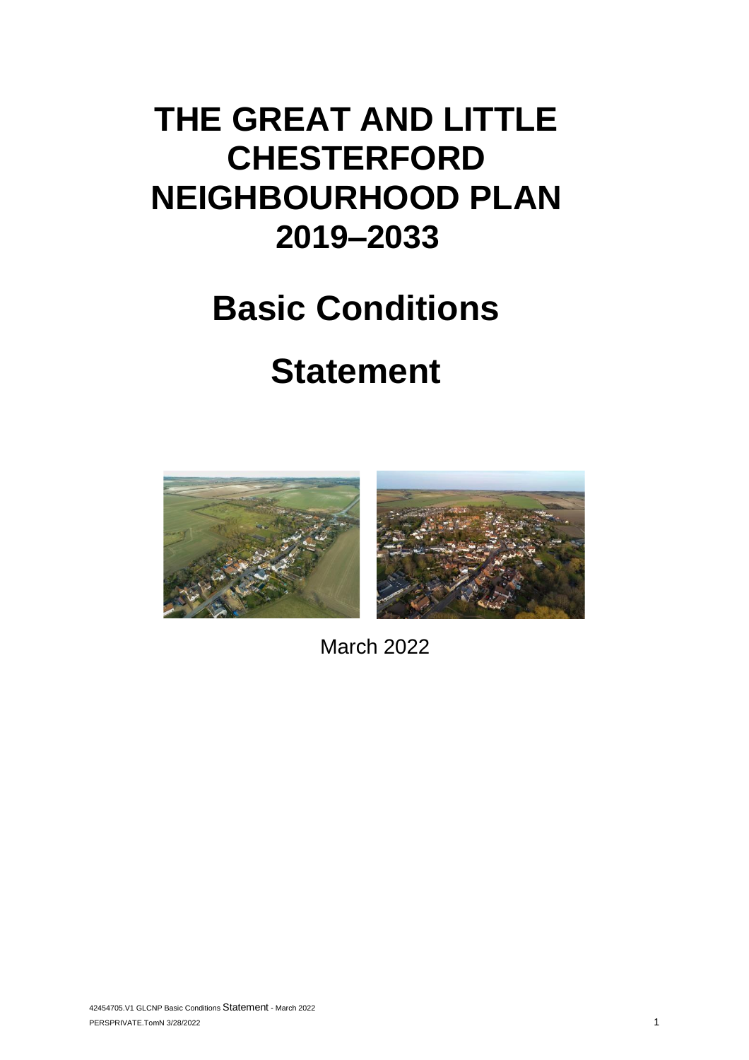# THE GREAT AND LITTLE CHESTERFORD NEIGHBOURHOOD PLAN 2019–2033

# Basic Conditions Statement

March 2022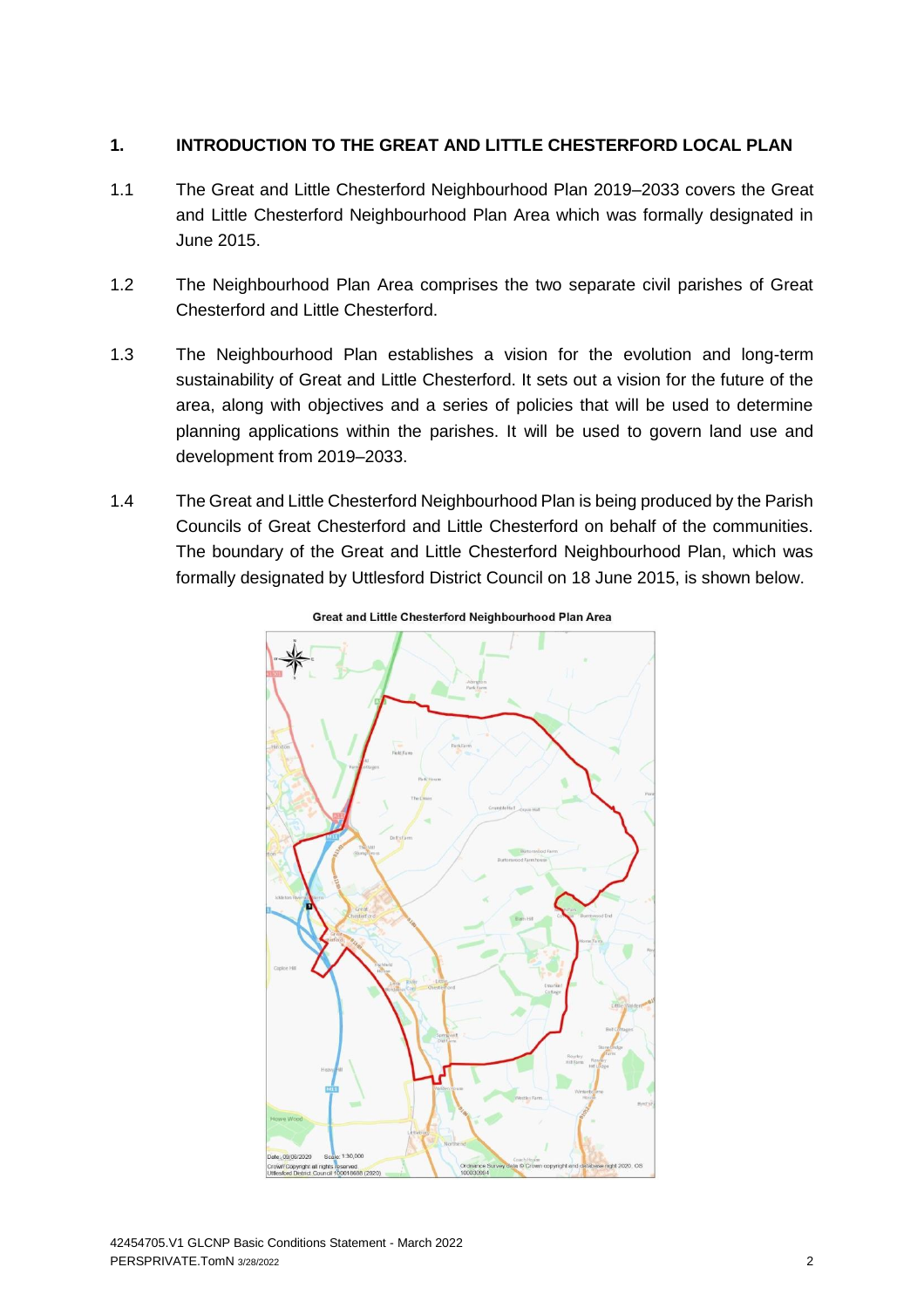## 1. INTRODUCTION TO THE GREAT AND LITTLE CHESTERFORD LOCAL PLAN

1.1 The Great and Little Chesterford Neighbourhood Plan 2019–2033 covers the Great and Little Chesterford Neighbourhood Plan Area which was formally designated in June 2015.

1.2 The Neighbourhood Plan Area comprises the two separate civil parishes of Great Chesterford and Little Chesterford.

1.3 The Neighbourhood Plan establishes a vision for the evolution and long-term sustainability of Great and Little Chesterford. It sets out a vision for the future of the area, along with objectives and a series of policies that will be used to determine planning applications within the parishes. It will be used to govern land use and development from 2019–2033.

1.4 The Great and Little Chesterford Neighbourhood Plan is being produced by the Parish Councils of Great Chesterford and Little Chesterford on behalf of the communities. The boundary of the Great and Little Chesterford Neighbourhood Plan, which was formally designated by Uttlesford District Council on 18 June 2015, is shown below.

**Great and Little Chesterford Neighbourhood Plan Area**

Date: 09/09/2020 Scale: 1:30,000
Crown Copyright all rights reserved Uttlesford District Council 100018688 (2020)
Ordnance Survey data © Crown copyright and database right 2020. OS 100030994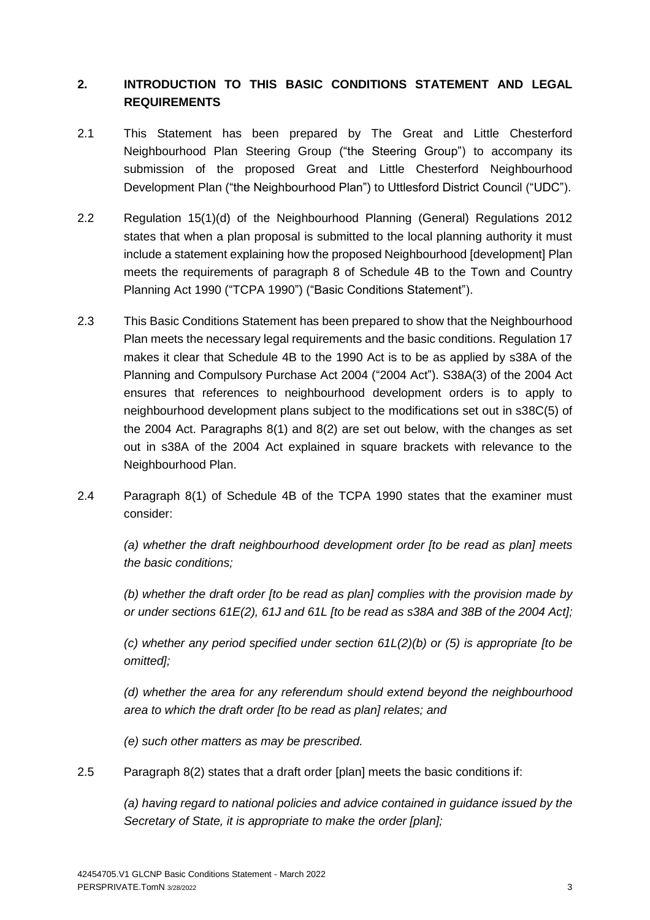## 2. INTRODUCTION TO THIS BASIC CONDITIONS STATEMENT AND LEGAL REQUIREMENTS

2.1 This Statement has been prepared by The Great and Little Chesterford Neighbourhood Plan Steering Group ("the Steering Group") to accompany its submission of the proposed Great and Little Chesterford Neighbourhood Development Plan ("the Neighbourhood Plan") to Uttlesford District Council ("UDC").

2.2 Regulation 15(1)(d) of the Neighbourhood Planning (General) Regulations 2012 states that when a plan proposal is submitted to the local planning authority it must include a statement explaining how the proposed Neighbourhood [development] Plan meets the requirements of paragraph 8 of Schedule 4B to the Town and Country Planning Act 1990 ("TCPA 1990") ("Basic Conditions Statement").

2.3 This Basic Conditions Statement has been prepared to show that the Neighbourhood Plan meets the necessary legal requirements and the basic conditions. Regulation 17 makes it clear that Schedule 4B to the 1990 Act is to be as applied by s38A of the Planning and Compulsory Purchase Act 2004 ("2004 Act"). S38A(3) of the 2004 Act ensures that references to neighbourhood development orders is to apply to neighbourhood development plans subject to the modifications set out in s38C(5) of the 2004 Act. Paragraphs 8(1) and 8(2) are set out below, with the changes as set out in s38A of the 2004 Act explained in square brackets with relevance to the Neighbourhood Plan.

2.4 Paragraph 8(1) of Schedule 4B of the TCPA 1990 states that the examiner must consider:

*(a) whether the draft neighbourhood development order [to be read as plan] meets the basic conditions;*

*(b) whether the draft order [to be read as plan] complies with the provision made by or under sections 61E(2), 61J and 61L [to be read as s38A and 38B of the 2004 Act];*

*(c) whether any period specified under section 61L(2)(b) or (5) is appropriate [to be omitted];*

*(d) whether the area for any referendum should extend beyond the neighbourhood area to which the draft order [to be read as plan] relates; and*

*(e) such other matters as may be prescribed.*

2.5 Paragraph 8(2) states that a draft order [plan] meets the basic conditions if:

*(a) having regard to national policies and advice contained in guidance issued by the Secretary of State, it is appropriate to make the order [plan];*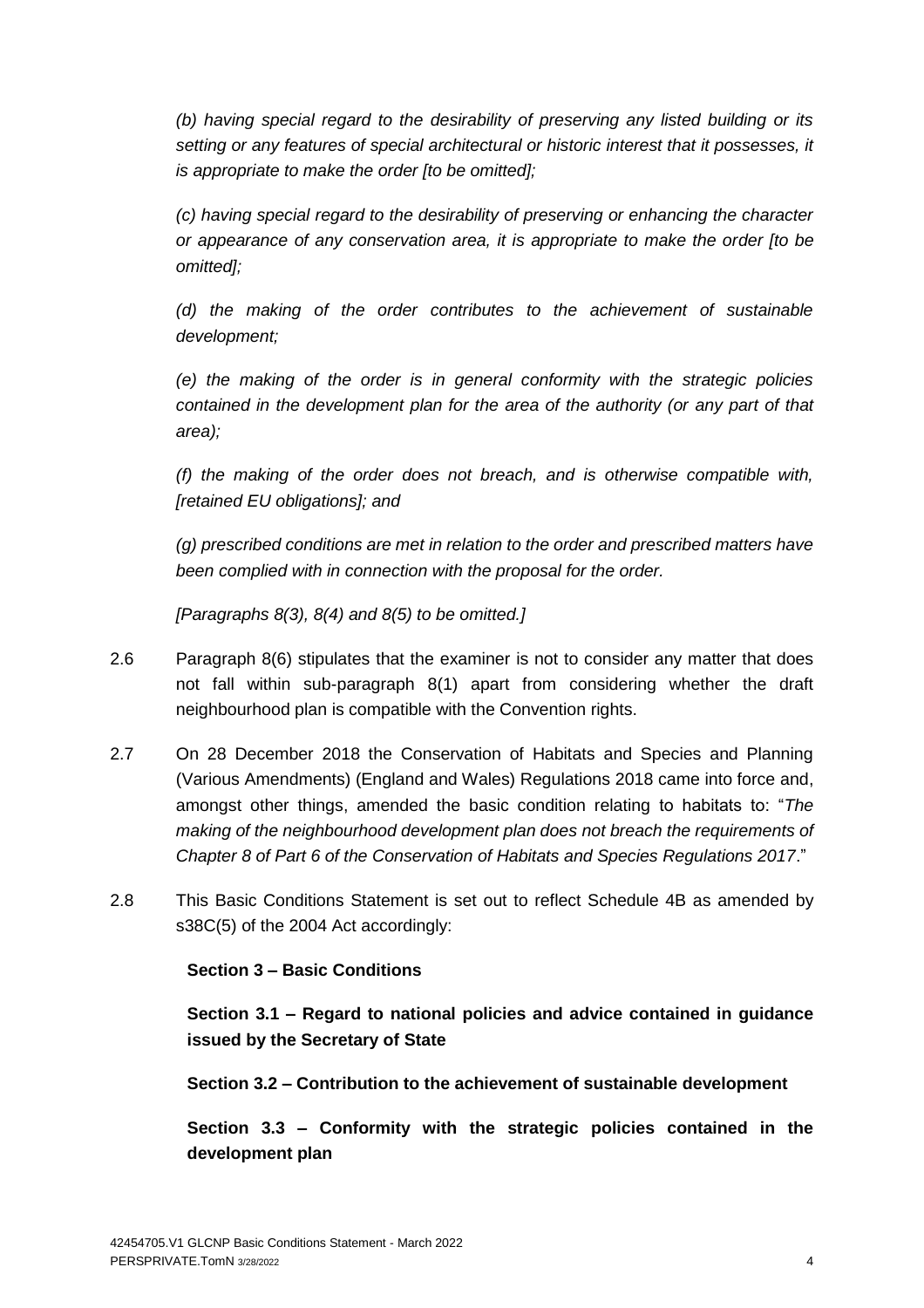*(b) having special regard to the desirability of preserving any listed building or its setting or any features of special architectural or historic interest that it possesses, it is appropriate to make the order [to be omitted];*

*(c) having special regard to the desirability of preserving or enhancing the character or appearance of any conservation area, it is appropriate to make the order [to be omitted];*

*(d) the making of the order contributes to the achievement of sustainable development;*

*(e) the making of the order is in general conformity with the strategic policies contained in the development plan for the area of the authority (or any part of that area);*

*(f) the making of the order does not breach, and is otherwise compatible with, [retained EU obligations]; and*

*(g) prescribed conditions are met in relation to the order and prescribed matters have been complied with in connection with the proposal for the order.*

*[Paragraphs 8(3), 8(4) and 8(5) to be omitted.]*

2.6 Paragraph 8(6) stipulates that the examiner is not to consider any matter that does not fall within sub-paragraph 8(1) apart from considering whether the draft neighbourhood plan is compatible with the Convention rights.

2.7 On 28 December 2018 the Conservation of Habitats and Species and Planning (Various Amendments) (England and Wales) Regulations 2018 came into force and, amongst other things, amended the basic condition relating to habitats to: "*The making of the neighbourhood development plan does not breach the requirements of Chapter 8 of Part 6 of the Conservation of Habitats and Species Regulations 2017*."

2.8 This Basic Conditions Statement is set out to reflect Schedule 4B as amended by s38C(5) of the 2004 Act accordingly:

**Section 3 – Basic Conditions**

**Section 3.1 – Regard to national policies and advice contained in guidance issued by the Secretary of State**

**Section 3.2 – Contribution to the achievement of sustainable development**

**Section 3.3 – Conformity with the strategic policies contained in the development plan**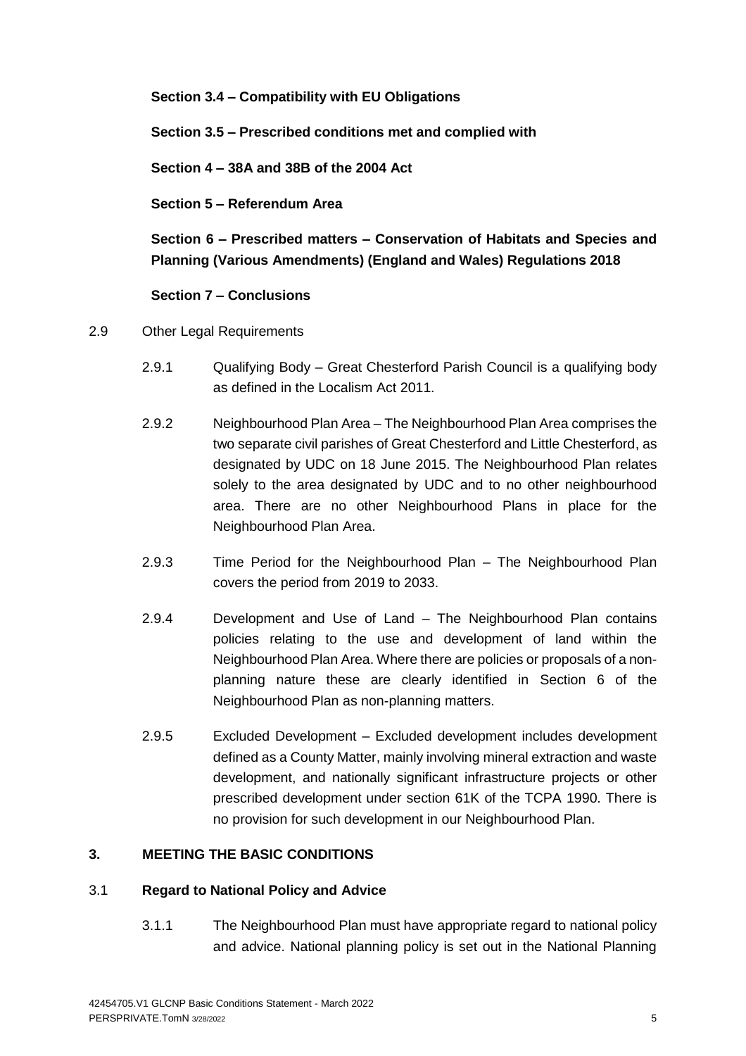**Section 3.4 – Compatibility with EU Obligations**

**Section 3.5 – Prescribed conditions met and complied with**

**Section 4 – 38A and 38B of the 2004 Act**

**Section 5 – Referendum Area**

**Section 6 – Prescribed matters – Conservation of Habitats and Species and Planning (Various Amendments) (England and Wales) Regulations 2018**

**Section 7 – Conclusions**

2.9 Other Legal Requirements

2.9.1 Qualifying Body – Great Chesterford Parish Council is a qualifying body as defined in the Localism Act 2011.

2.9.2 Neighbourhood Plan Area – The Neighbourhood Plan Area comprises the two separate civil parishes of Great Chesterford and Little Chesterford, as designated by UDC on 18 June 2015. The Neighbourhood Plan relates solely to the area designated by UDC and to no other neighbourhood area. There are no other Neighbourhood Plans in place for the Neighbourhood Plan Area.

2.9.3 Time Period for the Neighbourhood Plan – The Neighbourhood Plan covers the period from 2019 to 2033.

2.9.4 Development and Use of Land – The Neighbourhood Plan contains policies relating to the use and development of land within the Neighbourhood Plan Area. Where there are policies or proposals of a non-planning nature these are clearly identified in Section 6 of the Neighbourhood Plan as non-planning matters.

2.9.5 Excluded Development – Excluded development includes development defined as a County Matter, mainly involving mineral extraction and waste development, and nationally significant infrastructure projects or other prescribed development under section 61K of the TCPA 1990. There is no provision for such development in our Neighbourhood Plan.

## 3. MEETING THE BASIC CONDITIONS

### 3.1 Regard to National Policy and Advice

3.1.1 The Neighbourhood Plan must have appropriate regard to national policy and advice. National planning policy is set out in the National Planning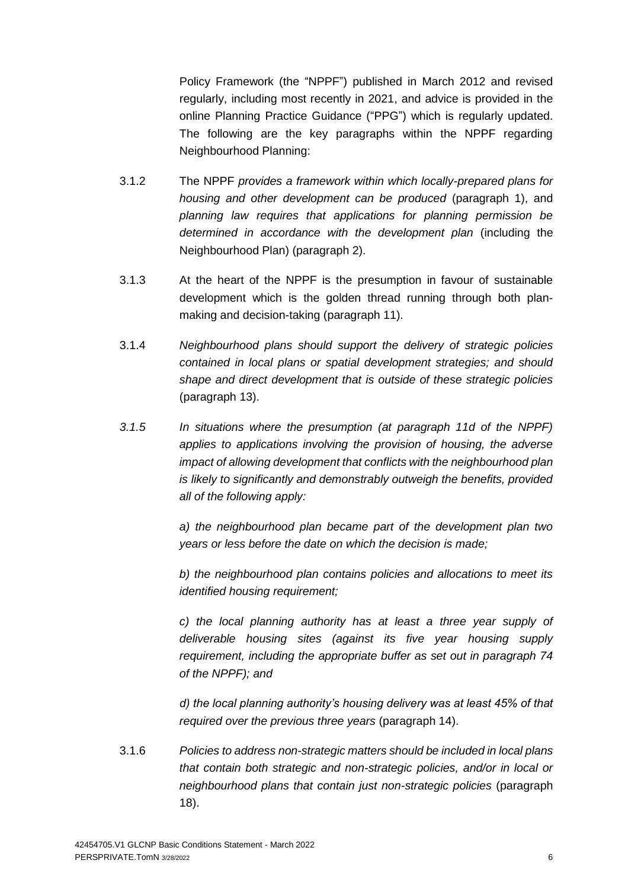Policy Framework (the "NPPF") published in March 2012 and revised regularly, including most recently in 2021, and advice is provided in the online Planning Practice Guidance ("PPG") which is regularly updated. The following are the key paragraphs within the NPPF regarding Neighbourhood Planning:

3.1.2 The NPPF *provides a framework within which locally-prepared plans for housing and other development can be produced* (paragraph 1), and *planning law requires that applications for planning permission be determined in accordance with the development plan* (including the Neighbourhood Plan) (paragraph 2).

3.1.3 At the heart of the NPPF is the presumption in favour of sustainable development which is the golden thread running through both plan-making and decision-taking (paragraph 11).

3.1.4 *Neighbourhood plans should support the delivery of strategic policies contained in local plans or spatial development strategies; and should shape and direct development that is outside of these strategic policies* (paragraph 13).

*3.1.5 In situations where the presumption (at paragraph 11d of the NPPF) applies to applications involving the provision of housing, the adverse impact of allowing development that conflicts with the neighbourhood plan is likely to significantly and demonstrably outweigh the benefits, provided all of the following apply:*

*a) the neighbourhood plan became part of the development plan two years or less before the date on which the decision is made;*

*b) the neighbourhood plan contains policies and allocations to meet its identified housing requirement;*

*c) the local planning authority has at least a three year supply of deliverable housing sites (against its five year housing supply requirement, including the appropriate buffer as set out in paragraph 74 of the NPPF); and*

*d) the local planning authority's housing delivery was at least 45% of that required over the previous three years* (paragraph 14).

3.1.6 *Policies to address non-strategic matters should be included in local plans that contain both strategic and non-strategic policies, and/or in local or neighbourhood plans that contain just non-strategic policies* (paragraph 18).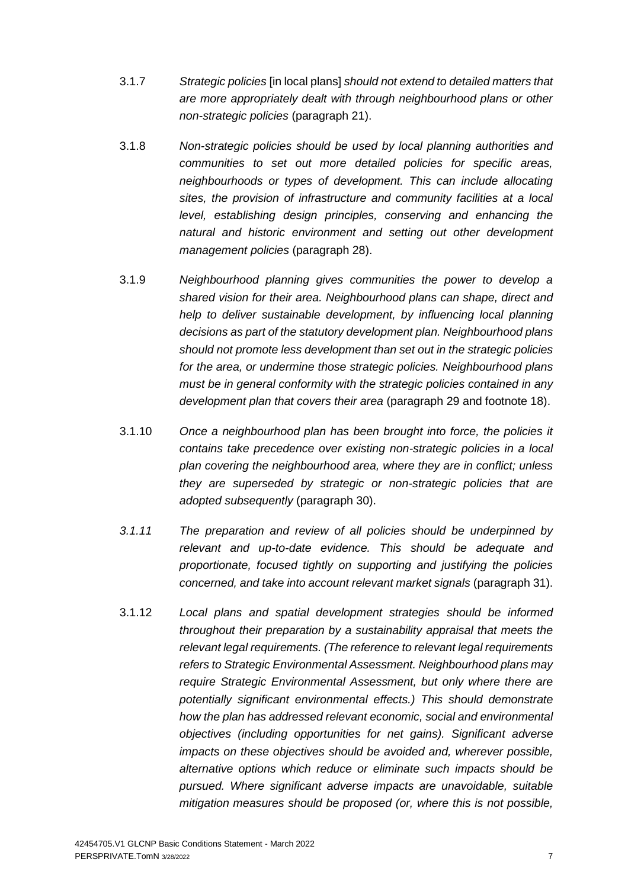3.1.7 *Strategic policies* [in local plans] *should not extend to detailed matters that are more appropriately dealt with through neighbourhood plans or other non-strategic policies* (paragraph 21).

3.1.8 *Non-strategic policies should be used by local planning authorities and communities to set out more detailed policies for specific areas, neighbourhoods or types of development. This can include allocating sites, the provision of infrastructure and community facilities at a local level, establishing design principles, conserving and enhancing the natural and historic environment and setting out other development management policies* (paragraph 28).

3.1.9 *Neighbourhood planning gives communities the power to develop a shared vision for their area. Neighbourhood plans can shape, direct and help to deliver sustainable development, by influencing local planning decisions as part of the statutory development plan. Neighbourhood plans should not promote less development than set out in the strategic policies for the area, or undermine those strategic policies. Neighbourhood plans must be in general conformity with the strategic policies contained in any development plan that covers their area* (paragraph 29 and footnote 18).

3.1.10 *Once a neighbourhood plan has been brought into force, the policies it contains take precedence over existing non-strategic policies in a local plan covering the neighbourhood area, where they are in conflict; unless they are superseded by strategic or non-strategic policies that are adopted subsequently* (paragraph 30).

*3.1.11* *The preparation and review of all policies should be underpinned by relevant and up-to-date evidence. This should be adequate and proportionate, focused tightly on supporting and justifying the policies concerned, and take into account relevant market signals* (paragraph 31).

3.1.12 *Local plans and spatial development strategies should be informed throughout their preparation by a sustainability appraisal that meets the relevant legal requirements. (The reference to relevant legal requirements refers to Strategic Environmental Assessment. Neighbourhood plans may require Strategic Environmental Assessment, but only where there are potentially significant environmental effects.) This should demonstrate how the plan has addressed relevant economic, social and environmental objectives (including opportunities for net gains). Significant adverse impacts on these objectives should be avoided and, wherever possible, alternative options which reduce or eliminate such impacts should be pursued. Where significant adverse impacts are unavoidable, suitable mitigation measures should be proposed (or, where this is not possible,*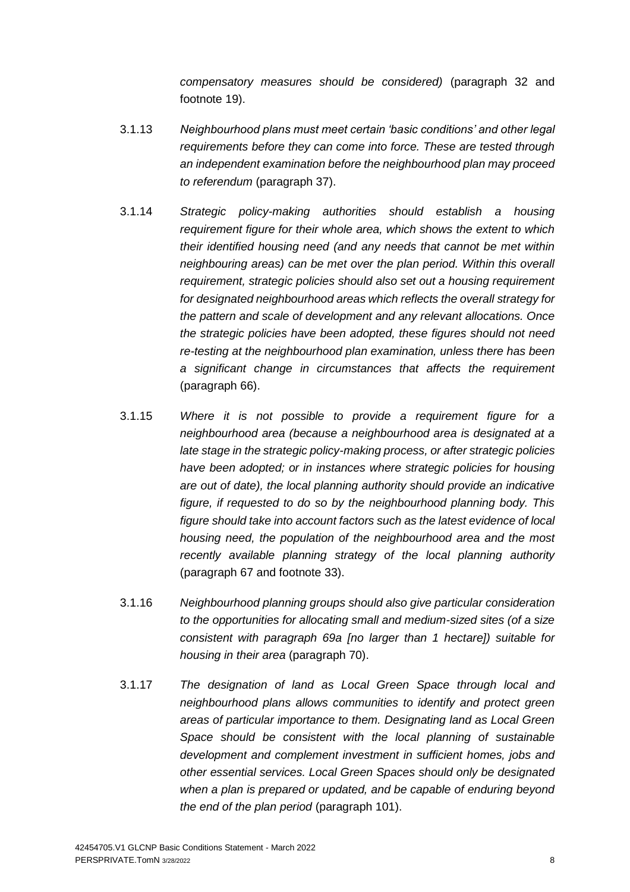*compensatory measures should be considered)* (paragraph 32 and footnote 19).

3.1.13 *Neighbourhood plans must meet certain 'basic conditions' and other legal requirements before they can come into force. These are tested through an independent examination before the neighbourhood plan may proceed to referendum* (paragraph 37).

3.1.14 *Strategic policy-making authorities should establish a housing requirement figure for their whole area, which shows the extent to which their identified housing need (and any needs that cannot be met within neighbouring areas) can be met over the plan period. Within this overall requirement, strategic policies should also set out a housing requirement for designated neighbourhood areas which reflects the overall strategy for the pattern and scale of development and any relevant allocations. Once the strategic policies have been adopted, these figures should not need re-testing at the neighbourhood plan examination, unless there has been a significant change in circumstances that affects the requirement* (paragraph 66).

3.1.15 *Where it is not possible to provide a requirement figure for a neighbourhood area (because a neighbourhood area is designated at a late stage in the strategic policy-making process, or after strategic policies have been adopted; or in instances where strategic policies for housing are out of date), the local planning authority should provide an indicative figure, if requested to do so by the neighbourhood planning body. This figure should take into account factors such as the latest evidence of local housing need, the population of the neighbourhood area and the most recently available planning strategy of the local planning authority* (paragraph 67 and footnote 33).

3.1.16 *Neighbourhood planning groups should also give particular consideration to the opportunities for allocating small and medium-sized sites (of a size consistent with paragraph 69a [no larger than 1 hectare]) suitable for housing in their area* (paragraph 70).

3.1.17 *The designation of land as Local Green Space through local and neighbourhood plans allows communities to identify and protect green areas of particular importance to them. Designating land as Local Green Space should be consistent with the local planning of sustainable development and complement investment in sufficient homes, jobs and other essential services. Local Green Spaces should only be designated when a plan is prepared or updated, and be capable of enduring beyond the end of the plan period* (paragraph 101).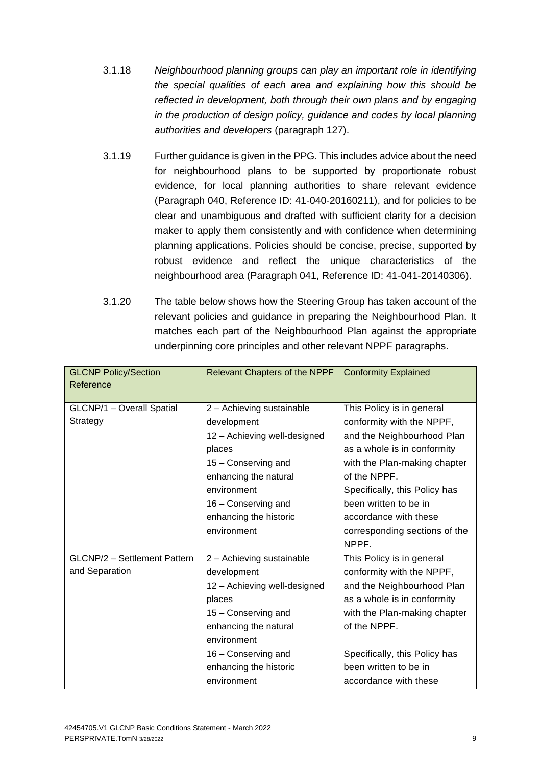3.1.18 *Neighbourhood planning groups can play an important role in identifying the special qualities of each area and explaining how this should be reflected in development, both through their own plans and by engaging in the production of design policy, guidance and codes by local planning authorities and developers* (paragraph 127).

3.1.19 Further guidance is given in the PPG. This includes advice about the need for neighbourhood plans to be supported by proportionate robust evidence, for local planning authorities to share relevant evidence (Paragraph 040, Reference ID: 41-040-20160211), and for policies to be clear and unambiguous and drafted with sufficient clarity for a decision maker to apply them consistently and with confidence when determining planning applications. Policies should be concise, precise, supported by robust evidence and reflect the unique characteristics of the neighbourhood area (Paragraph 041, Reference ID: 41-041-20140306).

3.1.20 The table below shows how the Steering Group has taken account of the relevant policies and guidance in preparing the Neighbourhood Plan. It matches each part of the Neighbourhood Plan against the appropriate underpinning core principles and other relevant NPPF paragraphs.

| GLCNP Policy/Section Reference | Relevant Chapters of the NPPF | Conformity Explained |
|---|---|---|
| GLCNP/1 – Overall Spatial Strategy | 2 – Achieving sustainable development<br>12 – Achieving well-designed places<br>15 – Conserving and enhancing the natural environment<br>16 – Conserving and enhancing the historic environment | This Policy is in general conformity with the NPPF, and the Neighbourhood Plan as a whole is in conformity with the Plan-making chapter of the NPPF.<br>Specifically, this Policy has been written to be in accordance with these corresponding sections of the NPPF. |
| GLCNP/2 – Settlement Pattern and Separation | 2 – Achieving sustainable development<br>12 – Achieving well-designed places<br>15 – Conserving and enhancing the natural environment<br>16 – Conserving and enhancing the historic environment | This Policy is in general conformity with the NPPF, and the Neighbourhood Plan as a whole is in conformity with the Plan-making chapter of the NPPF.<br><br>Specifically, this Policy has been written to be in accordance with these |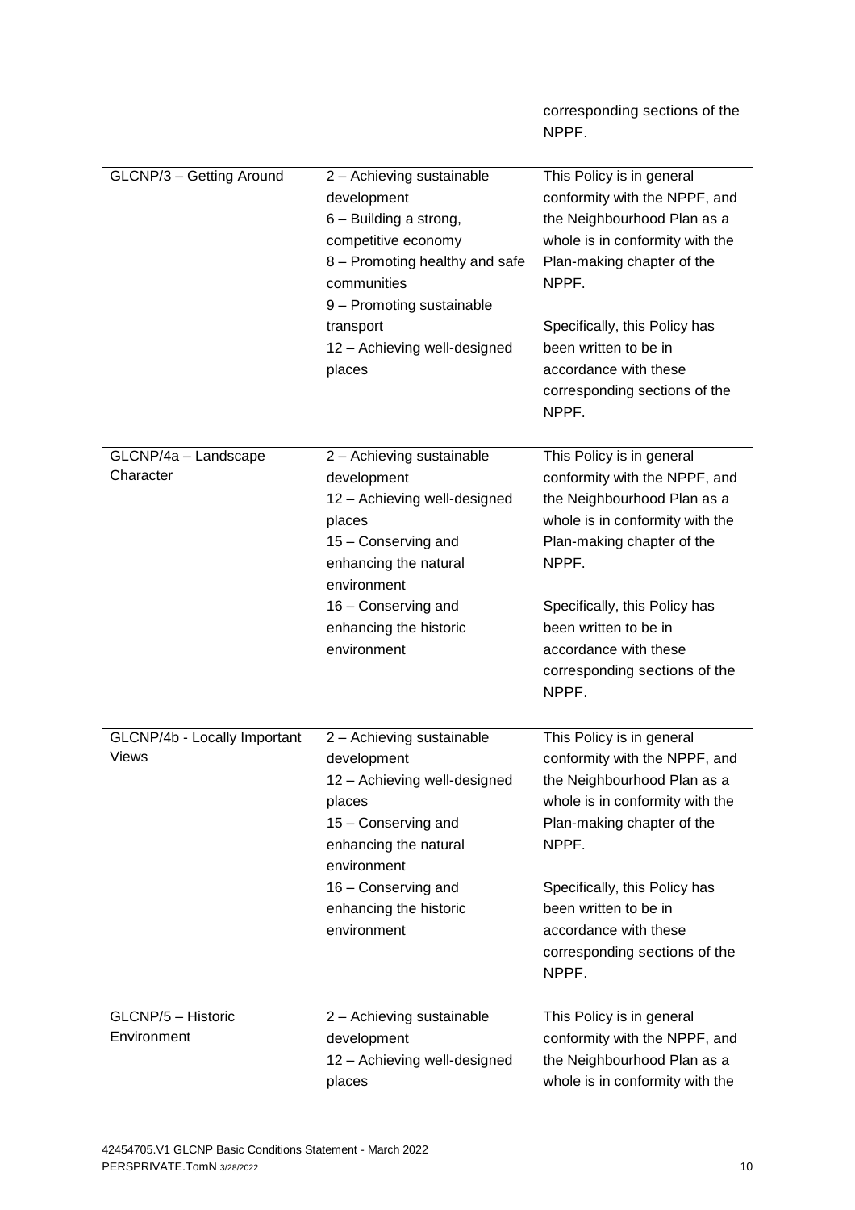| | | |
|---|---|---|
| | | corresponding sections of the NPPF. |
| GLCNP/3 – Getting Around | 2 – Achieving sustainable development<br>6 – Building a strong, competitive economy<br>8 – Promoting healthy and safe communities<br>9 – Promoting sustainable transport<br>12 – Achieving well-designed places | This Policy is in general conformity with the NPPF, and the Neighbourhood Plan as a whole is in conformity with the Plan-making chapter of the NPPF.<br><br>Specifically, this Policy has been written to be in accordance with these corresponding sections of the NPPF. |
| GLCNP/4a – Landscape Character | 2 – Achieving sustainable development<br>12 – Achieving well-designed places<br>15 – Conserving and enhancing the natural environment<br>16 – Conserving and enhancing the historic environment | This Policy is in general conformity with the NPPF, and the Neighbourhood Plan as a whole is in conformity with the Plan-making chapter of the NPPF.<br><br>Specifically, this Policy has been written to be in accordance with these corresponding sections of the NPPF. |
| GLCNP/4b - Locally Important Views | 2 – Achieving sustainable development<br>12 – Achieving well-designed places<br>15 – Conserving and enhancing the natural environment<br>16 – Conserving and enhancing the historic environment | This Policy is in general conformity with the NPPF, and the Neighbourhood Plan as a whole is in conformity with the Plan-making chapter of the NPPF.<br><br>Specifically, this Policy has been written to be in accordance with these corresponding sections of the NPPF. |
| GLCNP/5 – Historic Environment | 2 – Achieving sustainable development<br>12 – Achieving well-designed places | This Policy is in general conformity with the NPPF, and the Neighbourhood Plan as a whole is in conformity with the |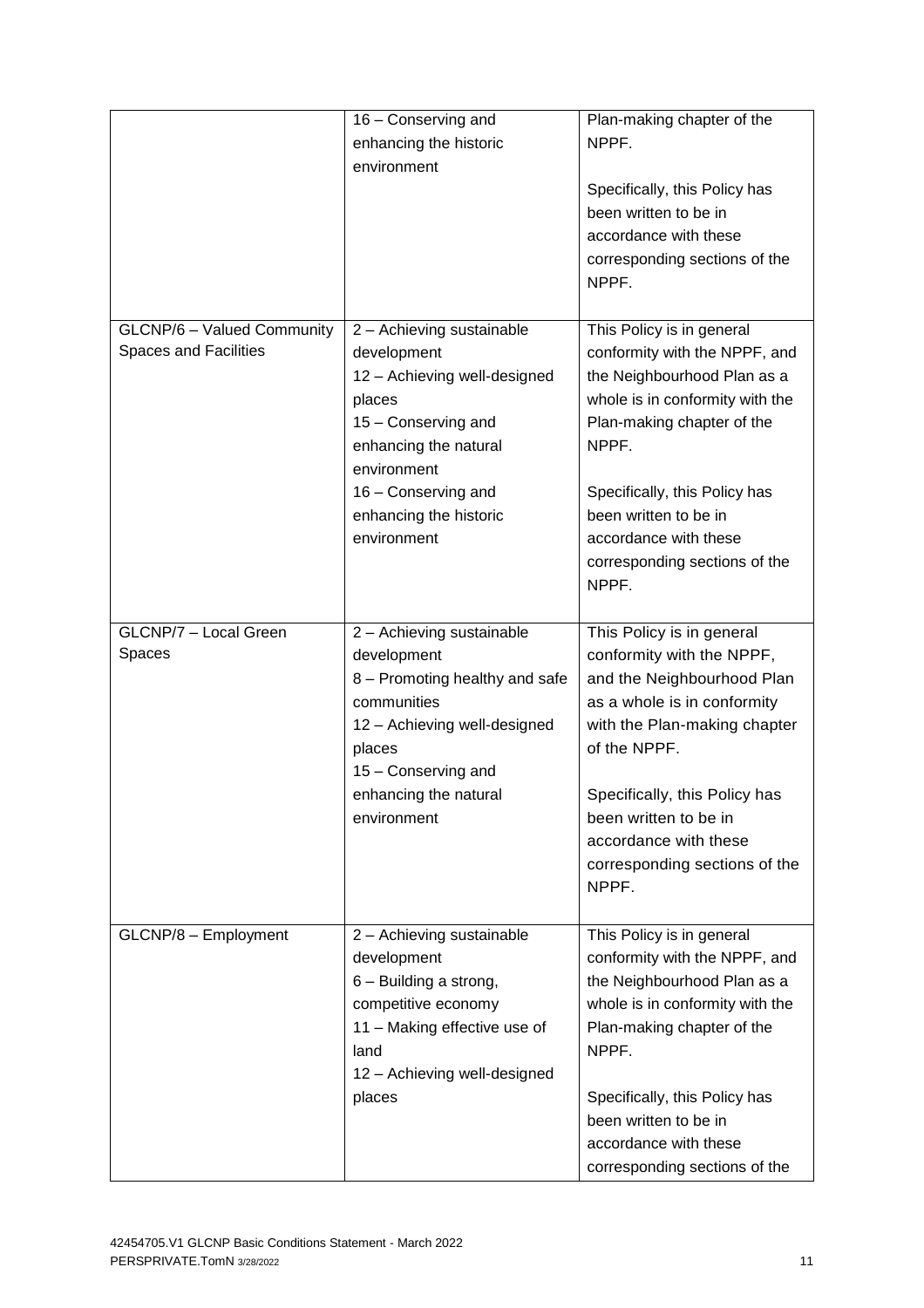| | | |
|---|---|---|
| | 16 – Conserving and enhancing the historic environment | Plan-making chapter of the NPPF.<br><br>Specifically, this Policy has been written to be in accordance with these corresponding sections of the NPPF. |
| GLCNP/6 – Valued Community Spaces and Facilities | 2 – Achieving sustainable development<br>12 – Achieving well-designed places<br>15 – Conserving and enhancing the natural environment<br>16 – Conserving and enhancing the historic environment | This Policy is in general conformity with the NPPF, and the Neighbourhood Plan as a whole is in conformity with the Plan-making chapter of the NPPF.<br><br>Specifically, this Policy has been written to be in accordance with these corresponding sections of the NPPF. |
| GLCNP/7 – Local Green Spaces | 2 – Achieving sustainable development<br>8 – Promoting healthy and safe communities<br>12 – Achieving well-designed places<br>15 – Conserving and enhancing the natural environment | This Policy is in general conformity with the NPPF, and the Neighbourhood Plan as a whole is in conformity with the Plan-making chapter of the NPPF.<br><br>Specifically, this Policy has been written to be in accordance with these corresponding sections of the NPPF. |
| GLCNP/8 – Employment | 2 – Achieving sustainable development<br>6 – Building a strong, competitive economy<br>11 – Making effective use of land<br>12 – Achieving well-designed places | This Policy is in general conformity with the NPPF, and the Neighbourhood Plan as a whole is in conformity with the Plan-making chapter of the NPPF.<br><br>Specifically, this Policy has been written to be in accordance with these corresponding sections of the |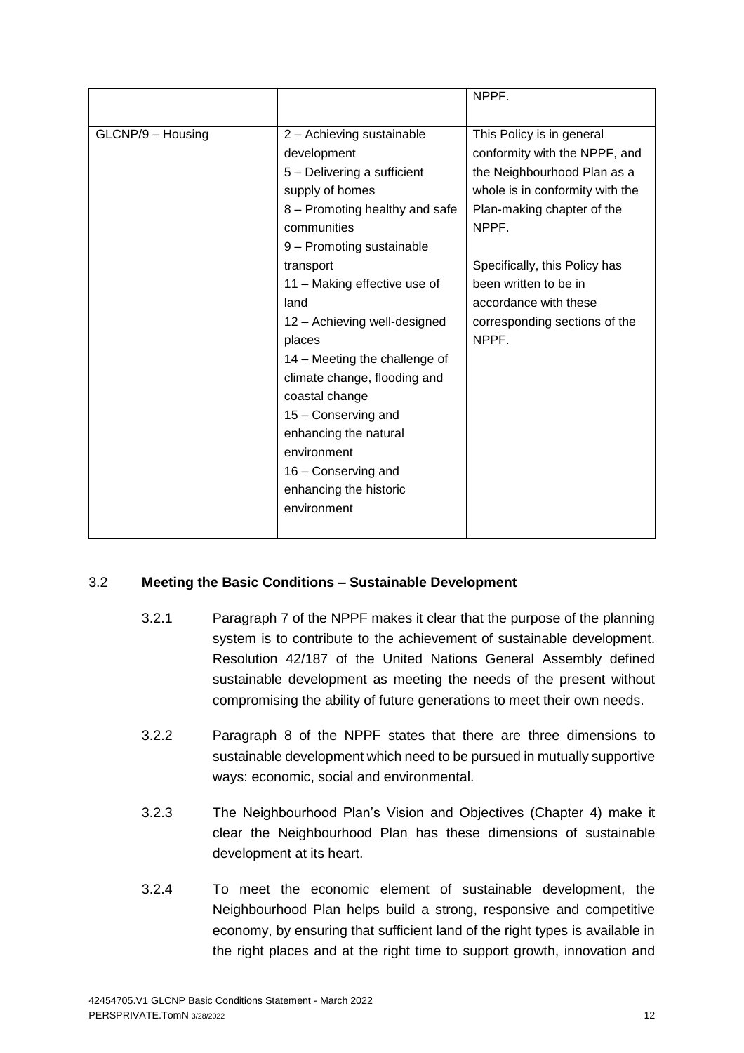| | | |
|---|---|---|
| | | NPPF. |
| GLCNP/9 – Housing | 2 – Achieving sustainable development<br>5 – Delivering a sufficient supply of homes<br>8 – Promoting healthy and safe communities<br>9 – Promoting sustainable transport<br>11 – Making effective use of land<br>12 – Achieving well-designed places<br>14 – Meeting the challenge of climate change, flooding and coastal change<br>15 – Conserving and enhancing the natural environment<br>16 – Conserving and enhancing the historic environment | This Policy is in general conformity with the NPPF, and the Neighbourhood Plan as a whole is in conformity with the Plan-making chapter of the NPPF.<br><br>Specifically, this Policy has been written to be in accordance with these corresponding sections of the NPPF. |

### 3.2 **Meeting the Basic Conditions – Sustainable Development**

3.2.1 Paragraph 7 of the NPPF makes it clear that the purpose of the planning system is to contribute to the achievement of sustainable development. Resolution 42/187 of the United Nations General Assembly defined sustainable development as meeting the needs of the present without compromising the ability of future generations to meet their own needs.

3.2.2 Paragraph 8 of the NPPF states that there are three dimensions to sustainable development which need to be pursued in mutually supportive ways: economic, social and environmental.

3.2.3 The Neighbourhood Plan's Vision and Objectives (Chapter 4) make it clear the Neighbourhood Plan has these dimensions of sustainable development at its heart.

3.2.4 To meet the economic element of sustainable development, the Neighbourhood Plan helps build a strong, responsive and competitive economy, by ensuring that sufficient land of the right types is available in the right places and at the right time to support growth, innovation and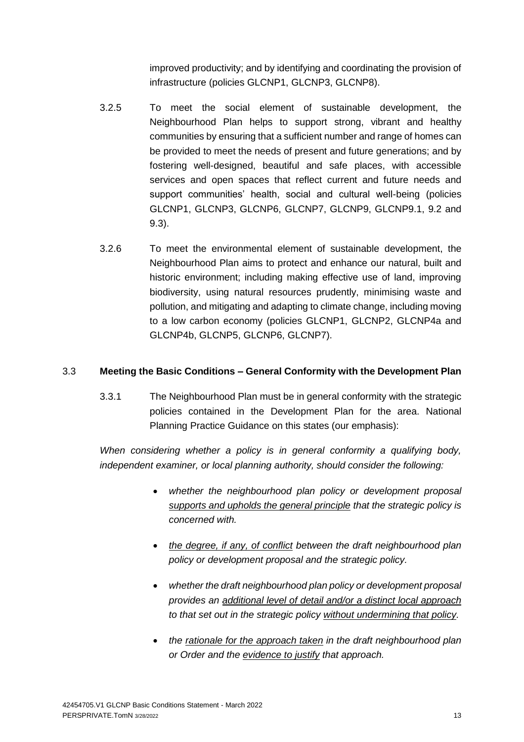improved productivity; and by identifying and coordinating the provision of infrastructure (policies GLCNP1, GLCNP3, GLCNP8).

3.2.5 To meet the social element of sustainable development, the Neighbourhood Plan helps to support strong, vibrant and healthy communities by ensuring that a sufficient number and range of homes can be provided to meet the needs of present and future generations; and by fostering well-designed, beautiful and safe places, with accessible services and open spaces that reflect current and future needs and support communities' health, social and cultural well-being (policies GLCNP1, GLCNP3, GLCNP6, GLCNP7, GLCNP9, GLCNP9.1, 9.2 and 9.3).

3.2.6 To meet the environmental element of sustainable development, the Neighbourhood Plan aims to protect and enhance our natural, built and historic environment; including making effective use of land, improving biodiversity, using natural resources prudently, minimising waste and pollution, and mitigating and adapting to climate change, including moving to a low carbon economy (policies GLCNP1, GLCNP2, GLCNP4a and GLCNP4b, GLCNP5, GLCNP6, GLCNP7).

## 3.3 Meeting the Basic Conditions – General Conformity with the Development Plan

3.3.1 The Neighbourhood Plan must be in general conformity with the strategic policies contained in the Development Plan for the area. National Planning Practice Guidance on this states (our emphasis):

*When considering whether a policy is in general conformity a qualifying body, independent examiner, or local planning authority, should consider the following:*

- *whether the neighbourhood plan policy or development proposal <u>supports and upholds the general principle</u> that the strategic policy is concerned with.*
- *<u>the degree, if any, of conflict</u> between the draft neighbourhood plan policy or development proposal and the strategic policy.*
- *whether the draft neighbourhood plan policy or development proposal provides an <u>additional level of detail and/or a distinct local approach</u> to that set out in the strategic policy <u>without undermining that policy</u>.*
- *the <u>rationale for the approach taken</u> in the draft neighbourhood plan or Order and the <u>evidence to justify</u> that approach.*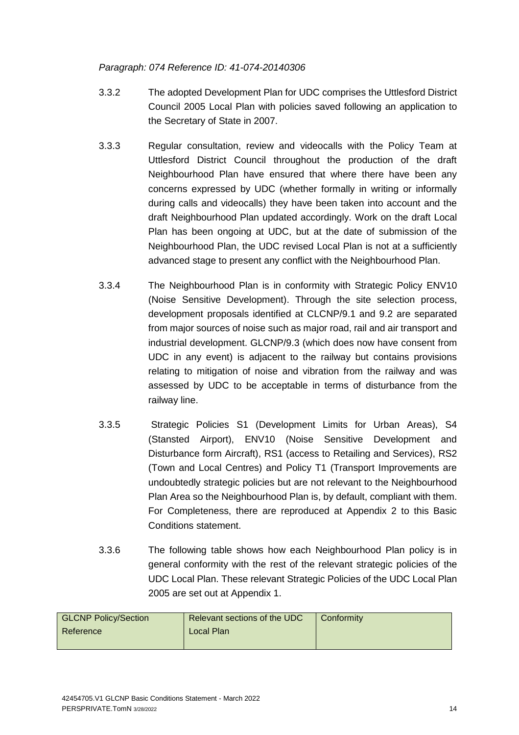*Paragraph: 074 Reference ID: 41-074-20140306*

3.3.2 The adopted Development Plan for UDC comprises the Uttlesford District Council 2005 Local Plan with policies saved following an application to the Secretary of State in 2007.

3.3.3 Regular consultation, review and videocalls with the Policy Team at Uttlesford District Council throughout the production of the draft Neighbourhood Plan have ensured that where there have been any concerns expressed by UDC (whether formally in writing or informally during calls and videocalls) they have been taken into account and the draft Neighbourhood Plan updated accordingly. Work on the draft Local Plan has been ongoing at UDC, but at the date of submission of the Neighbourhood Plan, the UDC revised Local Plan is not at a sufficiently advanced stage to present any conflict with the Neighbourhood Plan.

3.3.4 The Neighbourhood Plan is in conformity with Strategic Policy ENV10 (Noise Sensitive Development). Through the site selection process, development proposals identified at CLCNP/9.1 and 9.2 are separated from major sources of noise such as major road, rail and air transport and industrial development. GLCNP/9.3 (which does now have consent from UDC in any event) is adjacent to the railway but contains provisions relating to mitigation of noise and vibration from the railway and was assessed by UDC to be acceptable in terms of disturbance from the railway line.

3.3.5 Strategic Policies S1 (Development Limits for Urban Areas), S4 (Stansted Airport), ENV10 (Noise Sensitive Development and Disturbance form Aircraft), RS1 (access to Retailing and Services), RS2 (Town and Local Centres) and Policy T1 (Transport Improvements are undoubtedly strategic policies but are not relevant to the Neighbourhood Plan Area so the Neighbourhood Plan is, by default, compliant with them. For Completeness, there are reproduced at Appendix 2 to this Basic Conditions statement.

3.3.6 The following table shows how each Neighbourhood Plan policy is in general conformity with the rest of the relevant strategic policies of the UDC Local Plan. These relevant Strategic Policies of the UDC Local Plan 2005 are set out at Appendix 1.

| GLCNP Policy/Section Reference | Relevant sections of the UDC Local Plan | Conformity |
|---|---|---|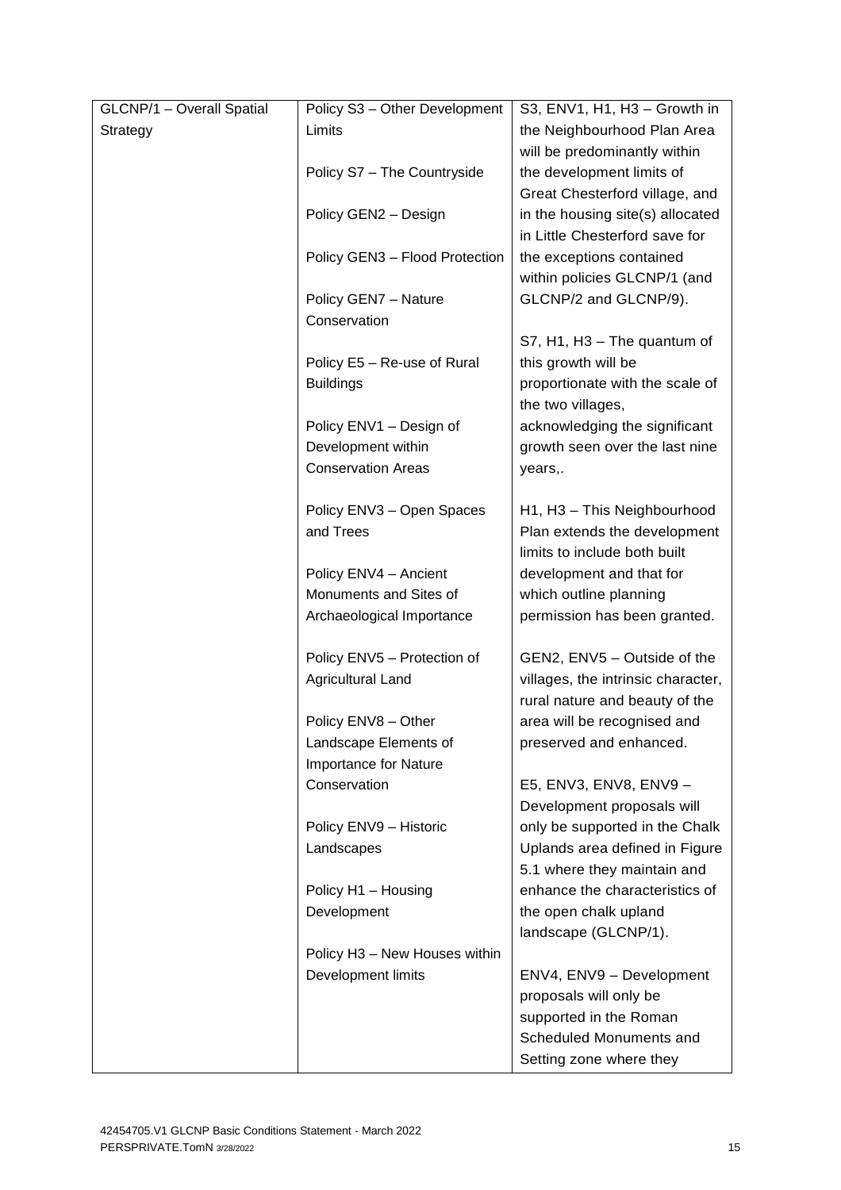| | | |
|---|---|---|
| GLCNP/1 – Overall Spatial Strategy | Policy S3 – Other Development Limits<br><br>Policy S7 – The Countryside<br><br>Policy GEN2 – Design<br><br>Policy GEN3 – Flood Protection<br><br>Policy GEN7 – Nature Conservation<br><br>Policy E5 – Re-use of Rural Buildings<br><br>Policy ENV1 – Design of Development within Conservation Areas<br><br>Policy ENV3 – Open Spaces and Trees<br><br>Policy ENV4 – Ancient Monuments and Sites of Archaeological Importance<br><br>Policy ENV5 – Protection of Agricultural Land<br><br>Policy ENV8 – Other Landscape Elements of Importance for Nature Conservation<br><br>Policy ENV9 – Historic Landscapes<br><br>Policy H1 – Housing Development<br><br>Policy H3 – New Houses within Development limits | S3, ENV1, H1, H3 – Growth in the Neighbourhood Plan Area will be predominantly within the development limits of Great Chesterford village, and in the housing site(s) allocated in Little Chesterford save for the exceptions contained within policies GLCNP/1 (and GLCNP/2 and GLCNP/9).<br><br>S7, H1, H3 – The quantum of this growth will be proportionate with the scale of the two villages, acknowledging the significant growth seen over the last nine years,.<br><br>H1, H3 – This Neighbourhood Plan extends the development limits to include both built development and that for which outline planning permission has been granted.<br><br>GEN2, ENV5 – Outside of the villages, the intrinsic character, rural nature and beauty of the area will be recognised and preserved and enhanced.<br><br>E5, ENV3, ENV8, ENV9 – Development proposals will only be supported in the Chalk Uplands area defined in Figure 5.1 where they maintain and enhance the characteristics of the open chalk upland landscape (GLCNP/1).<br><br>ENV4, ENV9 – Development proposals will only be supported in the Roman Scheduled Monuments and Setting zone where they |

42454705.V1 GLCNP Basic Conditions Statement - March 2022
PERSPRIVATE.TomN 3/28/2022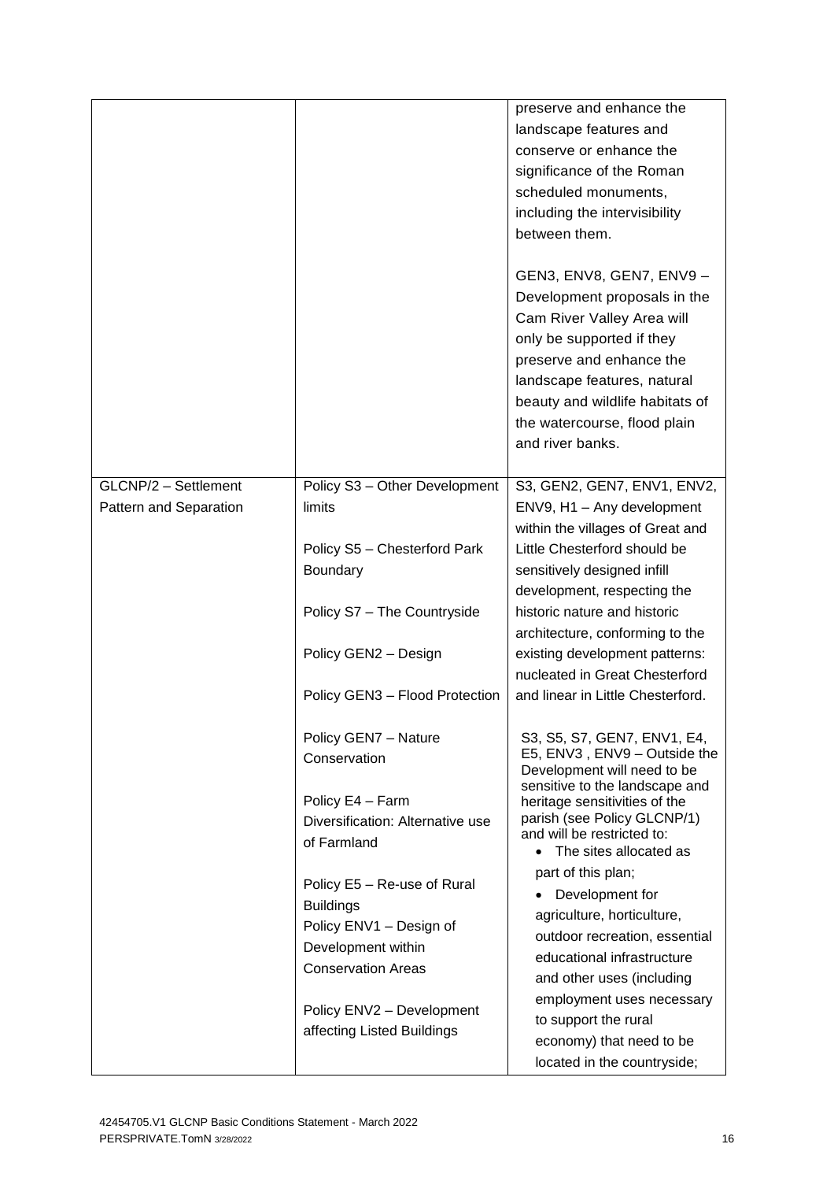| | | |
|---|---|---|
| | | preserve and enhance the landscape features and conserve or enhance the significance of the Roman scheduled monuments, including the intervisibility between them.<br><br>GEN3, ENV8, GEN7, ENV9 – Development proposals in the Cam River Valley Area will only be supported if they preserve and enhance the landscape features, natural beauty and wildlife habitats of the watercourse, flood plain and river banks. |
| GLCNP/2 – Settlement Pattern and Separation | Policy S3 – Other Development limits<br><br>Policy S5 – Chesterford Park Boundary<br><br>Policy S7 – The Countryside<br><br>Policy GEN2 – Design<br><br>Policy GEN3 – Flood Protection<br><br>Policy GEN7 – Nature Conservation<br><br>Policy E4 – Farm Diversification: Alternative use of Farmland<br><br>Policy E5 – Re-use of Rural Buildings<br>Policy ENV1 – Design of Development within Conservation Areas<br><br>Policy ENV2 – Development affecting Listed Buildings | S3, GEN2, GEN7, ENV1, ENV2, ENV9, H1 – Any development within the villages of Great and Little Chesterford should be sensitively designed infill development, respecting the historic nature and historic architecture, conforming to the existing development patterns: nucleated in Great Chesterford and linear in Little Chesterford.<br><br>S3, S5, S7, GEN7, ENV1, E4, E5, ENV3 , ENV9 – Outside the Development will need to be sensitive to the landscape and heritage sensitivities of the parish (see Policy GLCNP/1) and will be restricted to:<br>• The sites allocated as part of this plan;<br>• Development for agriculture, horticulture, outdoor recreation, essential educational infrastructure and other uses (including employment uses necessary to support the rural economy) that need to be located in the countryside; |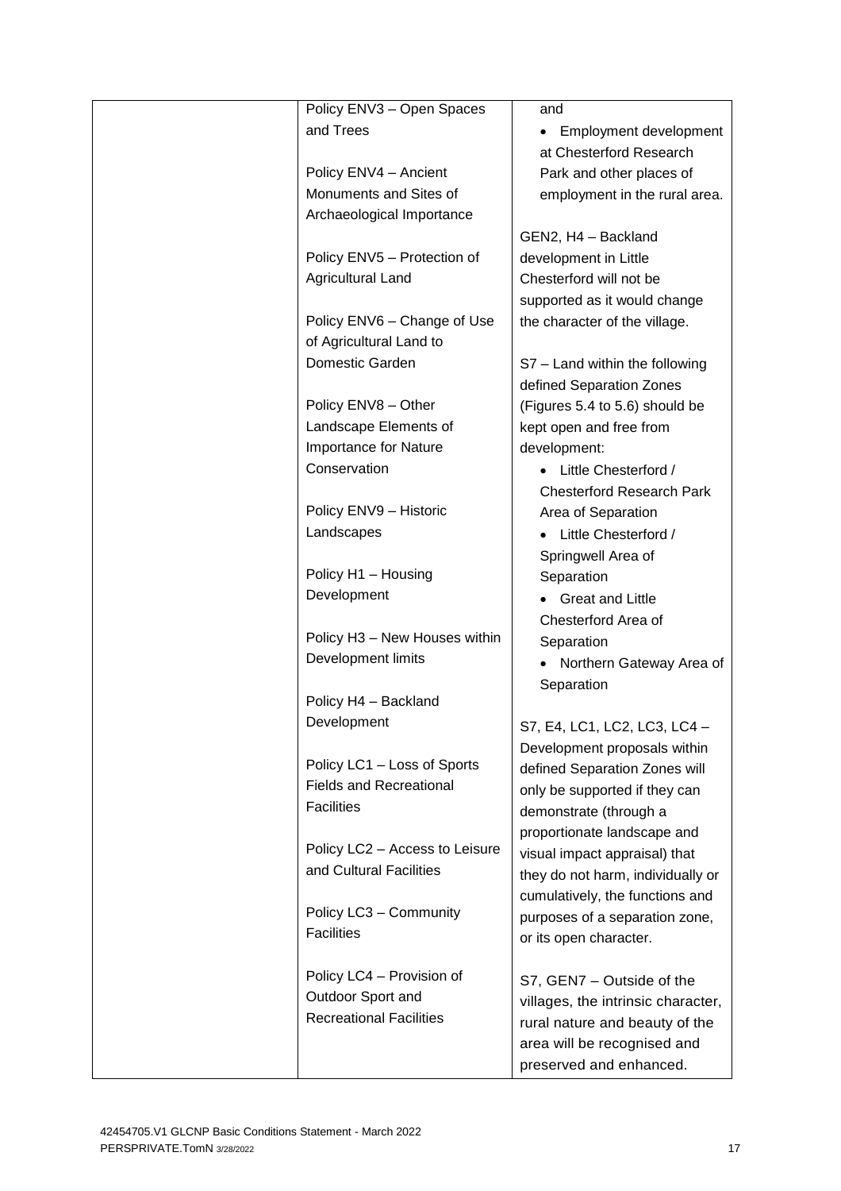| | | |
|---|---|---|
| | Policy ENV3 – Open Spaces and Trees<br><br>Policy ENV4 – Ancient Monuments and Sites of Archaeological Importance<br><br>Policy ENV5 – Protection of Agricultural Land<br><br>Policy ENV6 – Change of Use of Agricultural Land to Domestic Garden<br><br>Policy ENV8 – Other Landscape Elements of Importance for Nature Conservation<br><br>Policy ENV9 – Historic Landscapes<br><br>Policy H1 – Housing Development<br><br>Policy H3 – New Houses within Development limits<br><br>Policy H4 – Backland Development<br><br>Policy LC1 – Loss of Sports Fields and Recreational Facilities<br><br>Policy LC2 – Access to Leisure and Cultural Facilities<br><br>Policy LC3 – Community Facilities<br><br>Policy LC4 – Provision of Outdoor Sport and Recreational Facilities | and<br>• Employment development at Chesterford Research Park and other places of employment in the rural area.<br><br>GEN2, H4 – Backland development in Little Chesterford will not be supported as it would change the character of the village.<br><br>S7 – Land within the following defined Separation Zones (Figures 5.4 to 5.6) should be kept open and free from development:<br>• Little Chesterford / Chesterford Research Park Area of Separation<br>• Little Chesterford / Springwell Area of Separation<br>• Great and Little Chesterford Area of Separation<br>• Northern Gateway Area of Separation<br><br>S7, E4, LC1, LC2, LC3, LC4 – Development proposals within defined Separation Zones will only be supported if they can demonstrate (through a proportionate landscape and visual impact appraisal) that they do not harm, individually or cumulatively, the functions and purposes of a separation zone, or its open character.<br><br>S7, GEN7 – Outside of the villages, the intrinsic character, rural nature and beauty of the area will be recognised and preserved and enhanced. |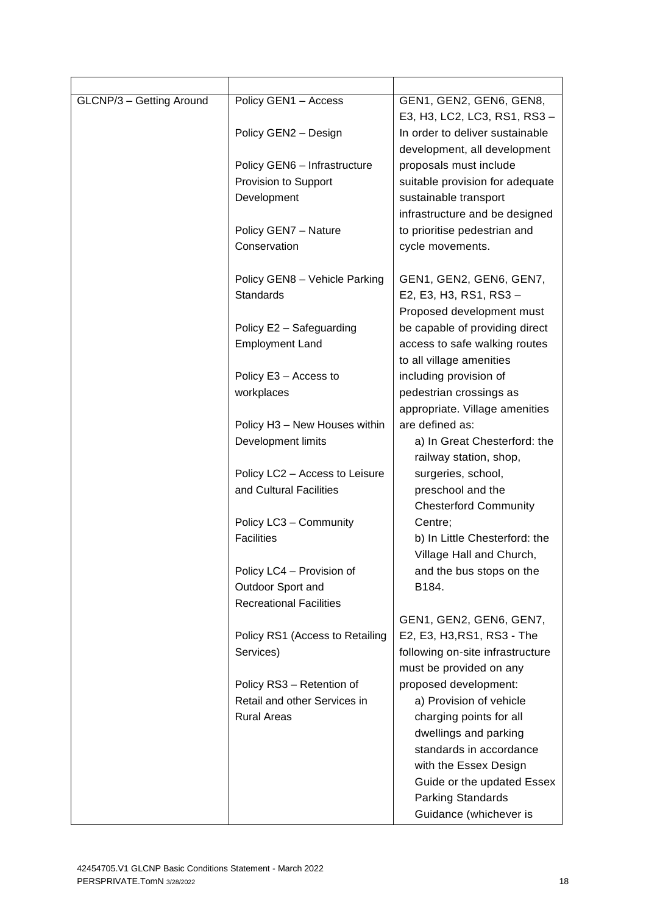| | | |
|---|---|---|
| GLCNP/3 – Getting Around | Policy GEN1 – Access<br><br>Policy GEN2 – Design<br><br>Policy GEN6 – Infrastructure Provision to Support Development<br><br>Policy GEN7 – Nature Conservation<br><br>Policy GEN8 – Vehicle Parking Standards<br><br>Policy E2 – Safeguarding Employment Land<br><br>Policy E3 – Access to workplaces<br><br>Policy H3 – New Houses within Development limits<br><br>Policy LC2 – Access to Leisure and Cultural Facilities<br><br>Policy LC3 – Community Facilities<br><br>Policy LC4 – Provision of Outdoor Sport and Recreational Facilities<br><br>Policy RS1 (Access to Retailing Services)<br><br>Policy RS3 – Retention of Retail and other Services in Rural Areas | GEN1, GEN2, GEN6, GEN8, E3, H3, LC2, LC3, RS1, RS3 – In order to deliver sustainable development, all development proposals must include suitable provision for adequate sustainable transport infrastructure and be designed to prioritise pedestrian and cycle movements.<br><br>GEN1, GEN2, GEN6, GEN7, E2, E3, H3, RS1, RS3 – Proposed development must be capable of providing direct access to safe walking routes to all village amenities including provision of pedestrian crossings as appropriate. Village amenities are defined as:<br>a) In Great Chesterford: the railway station, shop, surgeries, school, preschool and the Chesterford Community Centre;<br>b) In Little Chesterford: the Village Hall and Church, and the bus stops on the B184.<br><br>GEN1, GEN2, GEN6, GEN7, E2, E3, H3,RS1, RS3 - The following on-site infrastructure must be provided on any proposed development:<br>a) Provision of vehicle charging points for all dwellings and parking standards in accordance with the Essex Design Guide or the updated Essex Parking Standards Guidance (whichever is |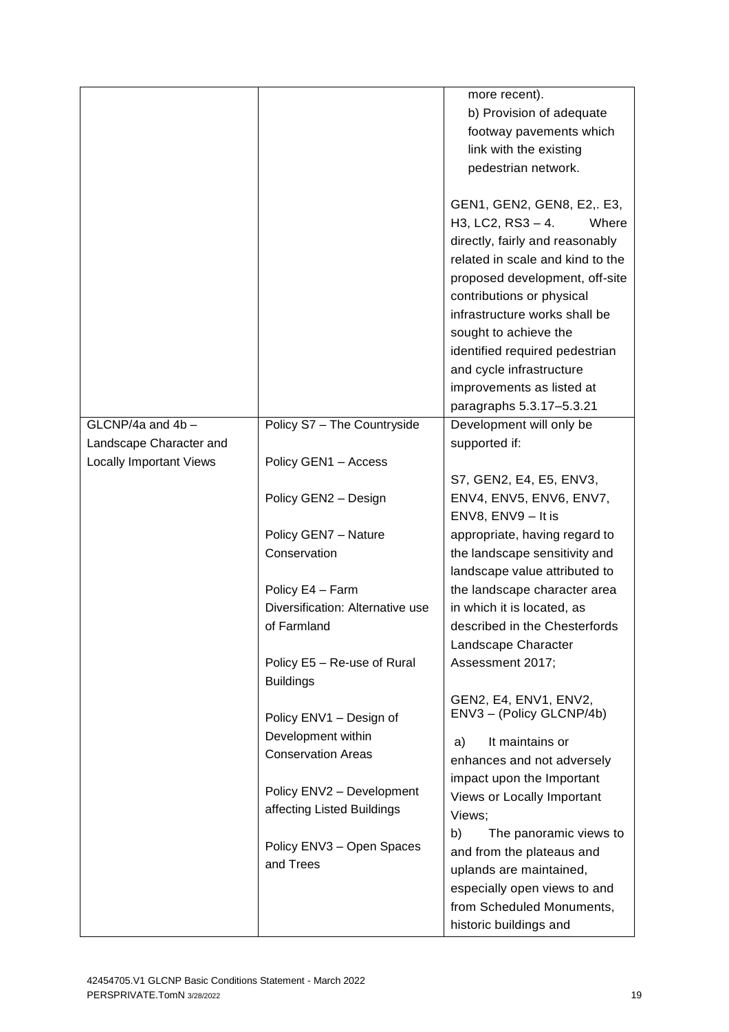| | | |
|---|---|---|
| | | more recent).<br>b) Provision of adequate footway pavements which link with the existing pedestrian network.<br><br>GEN1, GEN2, GEN8, E2,. E3, H3, LC2, RS3 – 4. Where directly, fairly and reasonably related in scale and kind to the proposed development, off-site contributions or physical infrastructure works shall be sought to achieve the identified required pedestrian and cycle infrastructure improvements as listed at paragraphs 5.3.17–5.3.21 |
| GLCNP/4a and 4b – Landscape Character and Locally Important Views | Policy S7 – The Countryside<br><br>Policy GEN1 – Access<br><br>Policy GEN2 – Design<br><br>Policy GEN7 – Nature Conservation<br><br>Policy E4 – Farm Diversification: Alternative use of Farmland<br><br>Policy E5 – Re-use of Rural Buildings<br><br>Policy ENV1 – Design of Development within Conservation Areas<br><br>Policy ENV2 – Development affecting Listed Buildings<br><br>Policy ENV3 – Open Spaces and Trees | Development will only be supported if:<br><br>S7, GEN2, E4, E5, ENV3, ENV4, ENV5, ENV6, ENV7, ENV8, ENV9 – It is appropriate, having regard to the landscape sensitivity and landscape value attributed to the landscape character area in which it is located, as described in the Chesterfords Landscape Character Assessment 2017;<br><br>GEN2, E4, ENV1, ENV2, ENV3 – (Policy GLCNP/4b)<br><br>a) It maintains or enhances and not adversely impact upon the Important Views or Locally Important Views;<br>b) The panoramic views to and from the plateaus and uplands are maintained, especially open views to and from Scheduled Monuments, historic buildings and |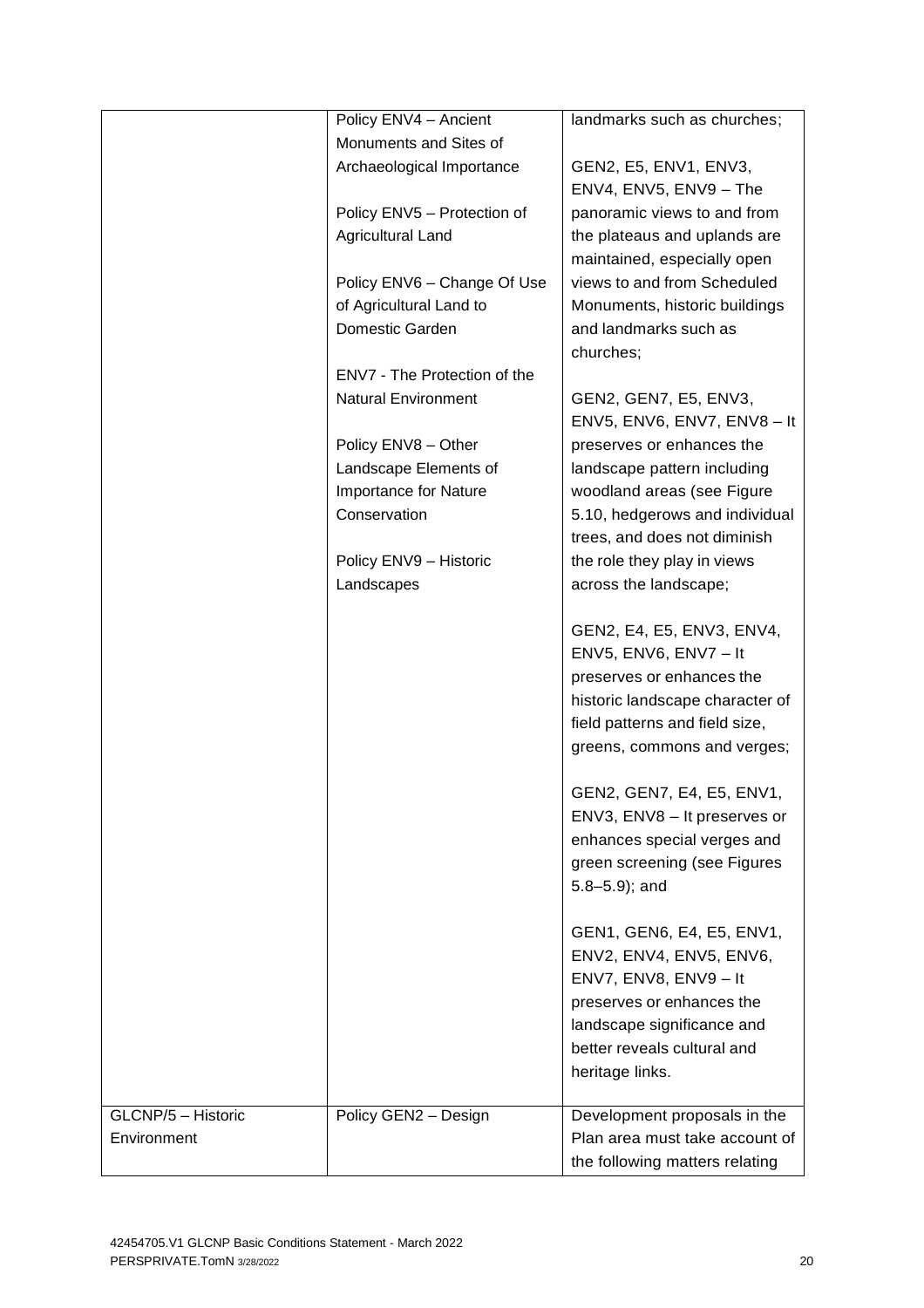| | | |
|---|---|---|
| | Policy ENV4 – Ancient Monuments and Sites of Archaeological Importance<br><br>Policy ENV5 – Protection of Agricultural Land<br><br>Policy ENV6 – Change Of Use of Agricultural Land to Domestic Garden<br><br>ENV7 - The Protection of the Natural Environment<br><br>Policy ENV8 – Other Landscape Elements of Importance for Nature Conservation<br><br>Policy ENV9 – Historic Landscapes | landmarks such as churches;<br><br>GEN2, E5, ENV1, ENV3, ENV4, ENV5, ENV9 – The panoramic views to and from the plateaus and uplands are maintained, especially open views to and from Scheduled Monuments, historic buildings and landmarks such as churches;<br><br>GEN2, GEN7, E5, ENV3, ENV5, ENV6, ENV7, ENV8 – It preserves or enhances the landscape pattern including woodland areas (see Figure 5.10, hedgerows and individual trees, and does not diminish the role they play in views across the landscape;<br><br>GEN2, E4, E5, ENV3, ENV4, ENV5, ENV6, ENV7 – It preserves or enhances the historic landscape character of field patterns and field size, greens, commons and verges;<br><br>GEN2, GEN7, E4, E5, ENV1, ENV3, ENV8 – It preserves or enhances special verges and green screening (see Figures 5.8–5.9); and<br><br>GEN1, GEN6, E4, E5, ENV1, ENV2, ENV4, ENV5, ENV6, ENV7, ENV8, ENV9 – It preserves or enhances the landscape significance and better reveals cultural and heritage links. |
| GLCNP/5 – Historic Environment | Policy GEN2 – Design | Development proposals in the Plan area must take account of the following matters relating |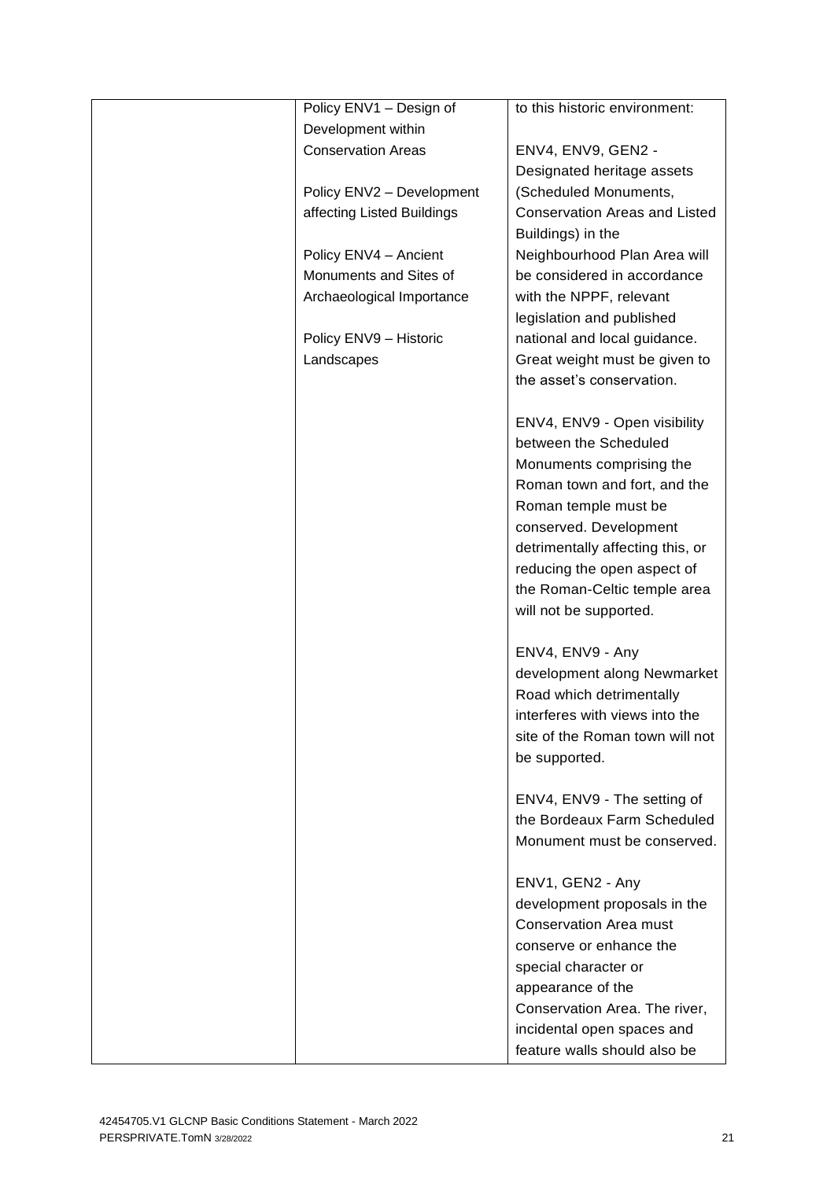| | | |
|---|---|---|
| | Policy ENV1 – Design of Development within Conservation Areas<br><br>Policy ENV2 – Development affecting Listed Buildings<br><br>Policy ENV4 – Ancient Monuments and Sites of Archaeological Importance<br><br>Policy ENV9 – Historic Landscapes | to this historic environment:<br><br>ENV4, ENV9, GEN2 - Designated heritage assets (Scheduled Monuments, Conservation Areas and Listed Buildings) in the Neighbourhood Plan Area will be considered in accordance with the NPPF, relevant legislation and published national and local guidance. Great weight must be given to the asset's conservation.<br><br>ENV4, ENV9 - Open visibility between the Scheduled Monuments comprising the Roman town and fort, and the Roman temple must be conserved. Development detrimentally affecting this, or reducing the open aspect of the Roman-Celtic temple area will not be supported.<br><br>ENV4, ENV9 - Any development along Newmarket Road which detrimentally interferes with views into the site of the Roman town will not be supported.<br><br>ENV4, ENV9 - The setting of the Bordeaux Farm Scheduled Monument must be conserved.<br><br>ENV1, GEN2 - Any development proposals in the Conservation Area must conserve or enhance the special character or appearance of the Conservation Area. The river, incidental open spaces and feature walls should also be |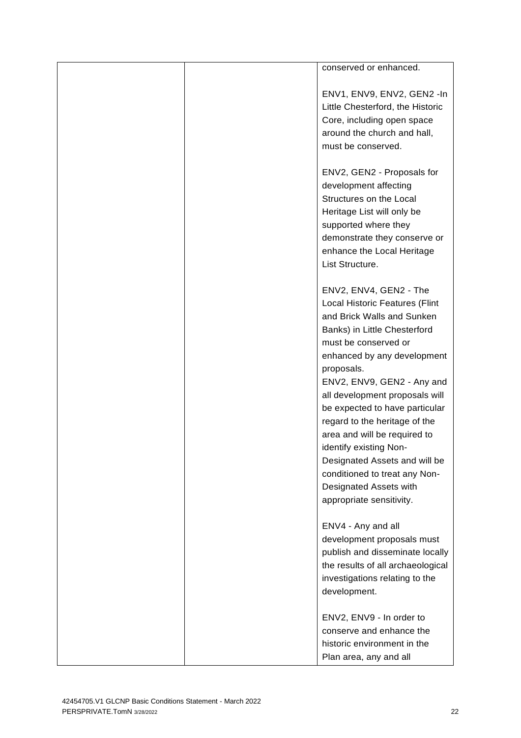| | | |
|---|---|---|
| | | conserved or enhanced.<br><br>ENV1, ENV9, ENV2, GEN2 -In Little Chesterford, the Historic Core, including open space around the church and hall, must be conserved.<br><br>ENV2, GEN2 - Proposals for development affecting Structures on the Local Heritage List will only be supported where they demonstrate they conserve or enhance the Local Heritage List Structure.<br><br>ENV2, ENV4, GEN2 - The Local Historic Features (Flint and Brick Walls and Sunken Banks) in Little Chesterford must be conserved or enhanced by any development proposals.<br>ENV2, ENV9, GEN2 - Any and all development proposals will be expected to have particular regard to the heritage of the area and will be required to identify existing Non-Designated Assets and will be conditioned to treat any Non-Designated Assets with appropriate sensitivity.<br><br>ENV4 - Any and all development proposals must publish and disseminate locally the results of all archaeological investigations relating to the development.<br><br>ENV2, ENV9 - In order to conserve and enhance the historic environment in the Plan area, any and all |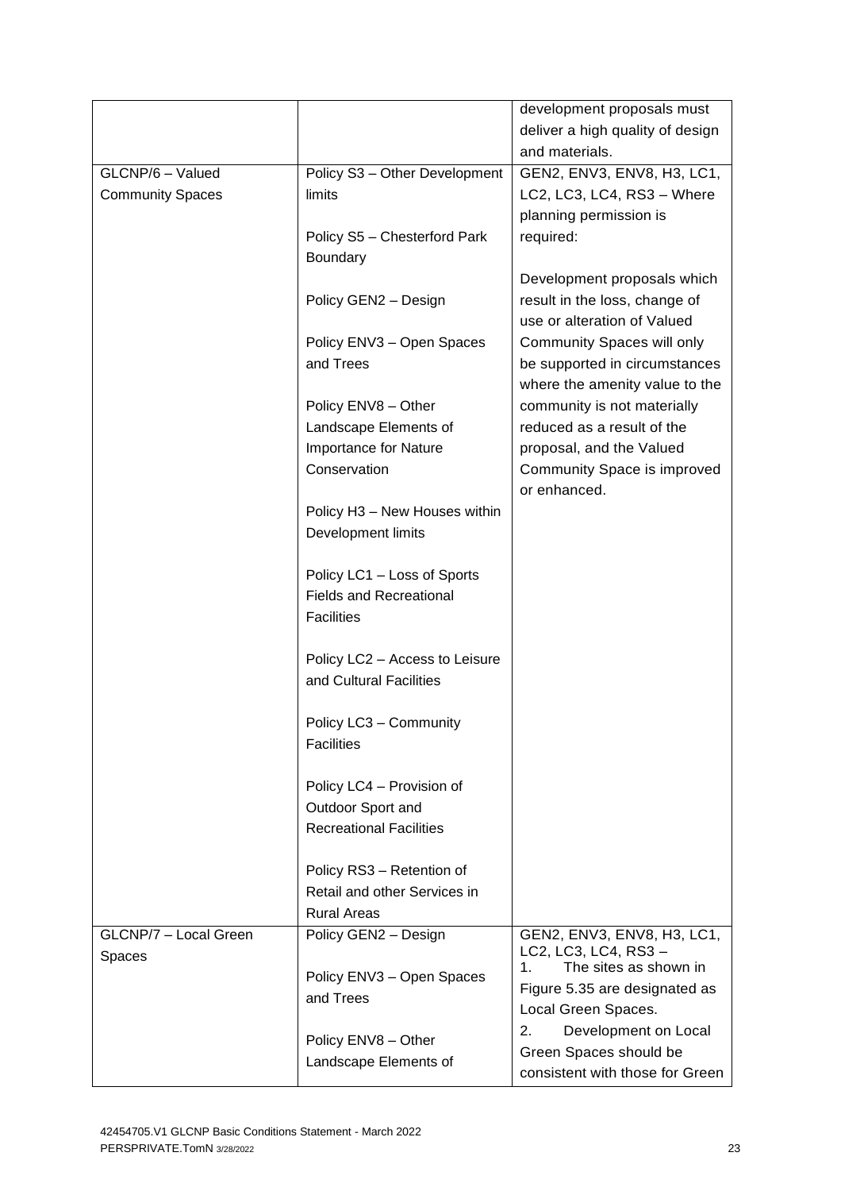| | | |
|---|---|---|
| | | development proposals must deliver a high quality of design and materials. |
| GLCNP/6 – Valued Community Spaces | Policy S3 – Other Development limits<br><br>Policy S5 – Chesterford Park Boundary<br><br>Policy GEN2 – Design<br><br>Policy ENV3 – Open Spaces and Trees<br><br>Policy ENV8 – Other Landscape Elements of Importance for Nature Conservation<br><br>Policy H3 – New Houses within Development limits<br><br>Policy LC1 – Loss of Sports Fields and Recreational Facilities<br><br>Policy LC2 – Access to Leisure and Cultural Facilities<br><br>Policy LC3 – Community Facilities<br><br>Policy LC4 – Provision of Outdoor Sport and Recreational Facilities<br><br>Policy RS3 – Retention of Retail and other Services in Rural Areas | GEN2, ENV3, ENV8, H3, LC1, LC2, LC3, LC4, RS3 – Where planning permission is required:<br><br>Development proposals which result in the loss, change of use or alteration of Valued Community Spaces will only be supported in circumstances where the amenity value to the community is not materially reduced as a result of the proposal, and the Valued Community Space is improved or enhanced. |
| GLCNP/7 – Local Green Spaces | Policy GEN2 – Design<br><br>Policy ENV3 – Open Spaces and Trees<br><br>Policy ENV8 – Other Landscape Elements of | GEN2, ENV3, ENV8, H3, LC1, LC2, LC3, LC4, RS3 –<br>1. The sites as shown in Figure 5.35 are designated as Local Green Spaces.<br>2. Development on Local Green Spaces should be consistent with those for Green |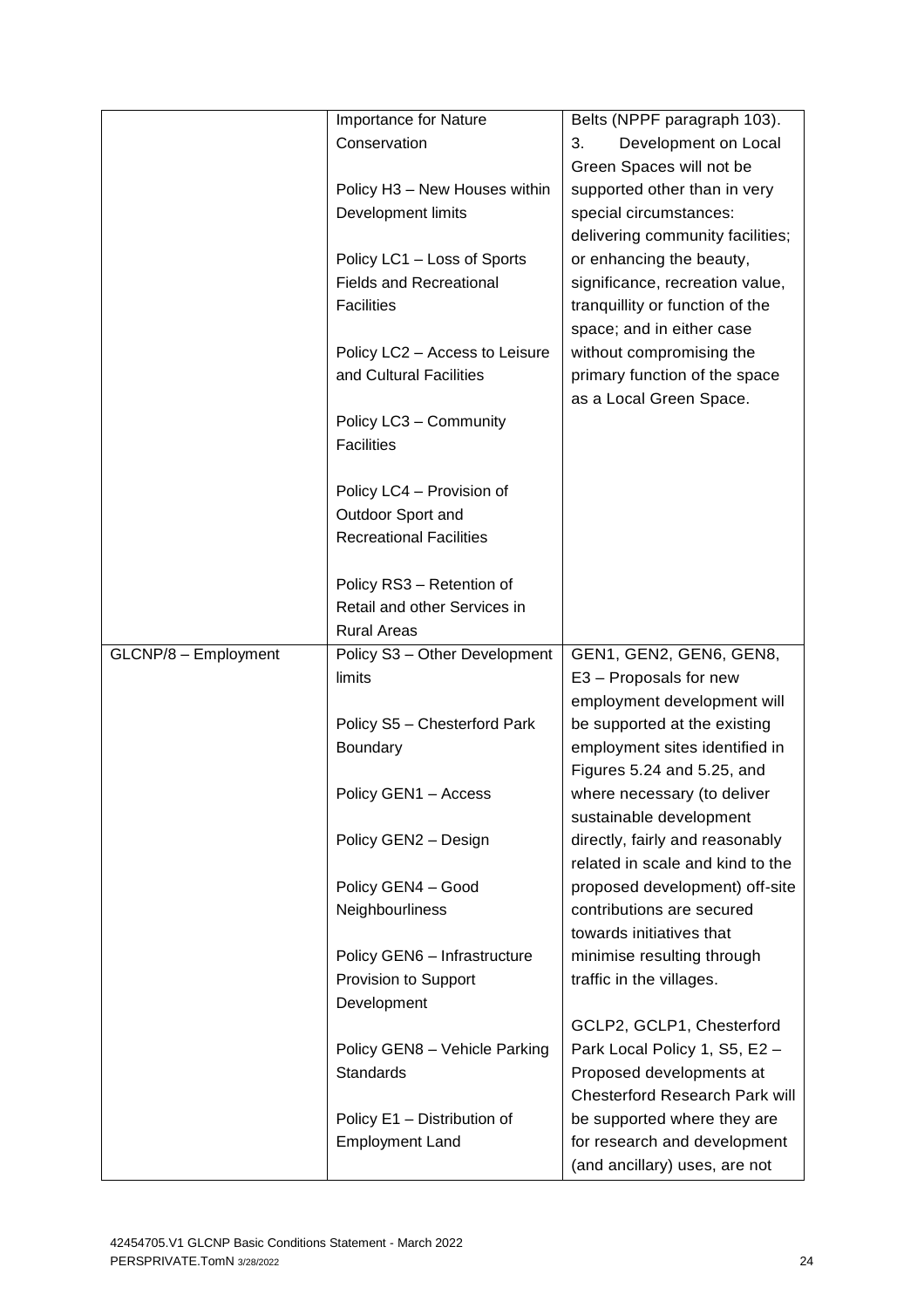| | | |
|---|---|---|
| | Importance for Nature Conservation<br><br>Policy H3 – New Houses within Development limits<br><br>Policy LC1 – Loss of Sports Fields and Recreational Facilities<br><br>Policy LC2 – Access to Leisure and Cultural Facilities<br><br>Policy LC3 – Community Facilities<br><br>Policy LC4 – Provision of Outdoor Sport and Recreational Facilities<br><br>Policy RS3 – Retention of Retail and other Services in Rural Areas | Belts (NPPF paragraph 103).<br>3. Development on Local Green Spaces will not be supported other than in very special circumstances: delivering community facilities; or enhancing the beauty, significance, recreation value, tranquillity or function of the space; and in either case without compromising the primary function of the space as a Local Green Space. |
| GLCNP/8 – Employment | Policy S3 – Other Development limits<br><br>Policy S5 – Chesterford Park Boundary<br><br>Policy GEN1 – Access<br><br>Policy GEN2 – Design<br><br>Policy GEN4 – Good Neighbourliness<br><br>Policy GEN6 – Infrastructure Provision to Support Development<br><br>Policy GEN8 – Vehicle Parking Standards<br><br>Policy E1 – Distribution of Employment Land | GEN1, GEN2, GEN6, GEN8, E3 – Proposals for new employment development will be supported at the existing employment sites identified in Figures 5.24 and 5.25, and where necessary (to deliver sustainable development directly, fairly and reasonably related in scale and kind to the proposed development) off-site contributions are secured towards initiatives that minimise resulting through traffic in the villages.<br><br>GCLP2, GCLP1, Chesterford Park Local Policy 1, S5, E2 – Proposed developments at Chesterford Research Park will be supported where they are for research and development (and ancillary) uses, are not |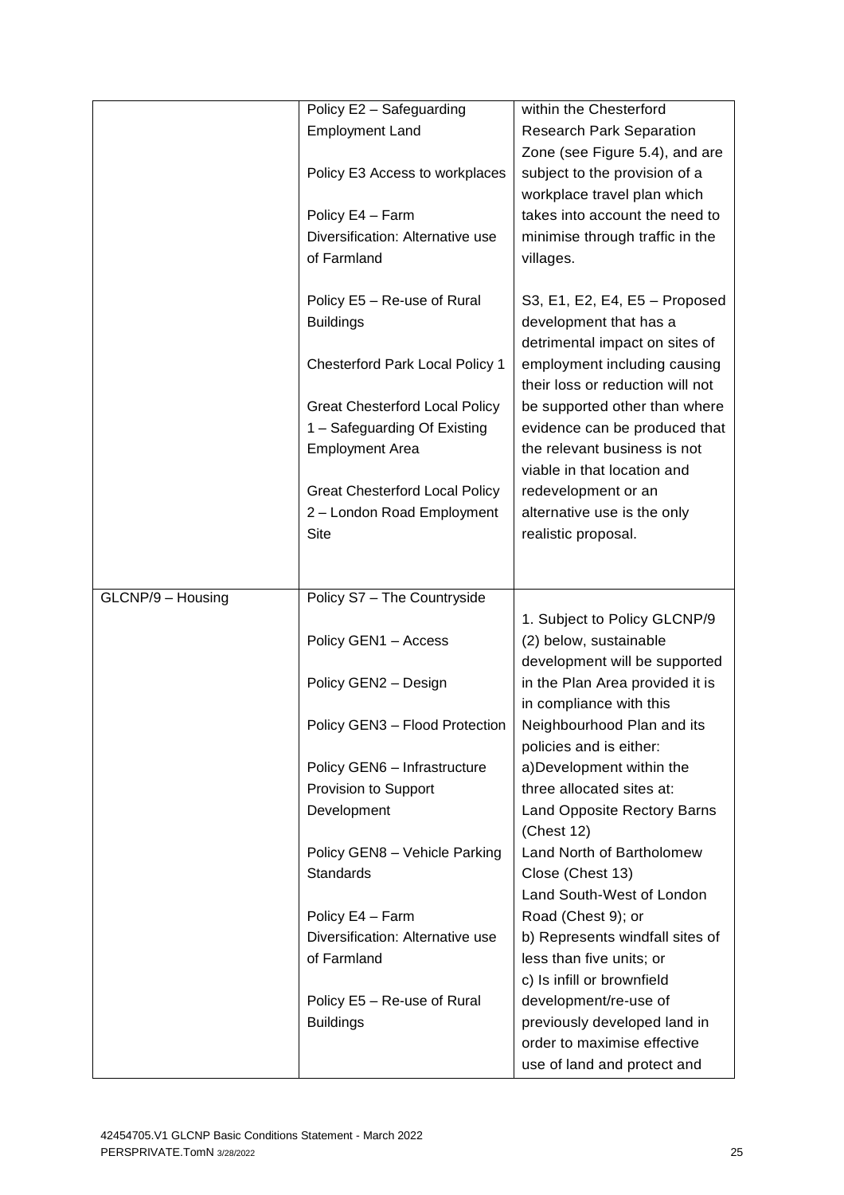| | | |
|---|---|---|
| | Policy E2 – Safeguarding Employment Land<br><br>Policy E3 Access to workplaces<br><br>Policy E4 – Farm Diversification: Alternative use of Farmland<br><br>Policy E5 – Re-use of Rural Buildings<br><br>Chesterford Park Local Policy 1<br><br>Great Chesterford Local Policy 1 – Safeguarding Of Existing Employment Area<br><br>Great Chesterford Local Policy 2 – London Road Employment Site | within the Chesterford Research Park Separation Zone (see Figure 5.4), and are subject to the provision of a workplace travel plan which takes into account the need to minimise through traffic in the villages.<br><br>S3, E1, E2, E4, E5 – Proposed development that has a detrimental impact on sites of employment including causing their loss or reduction will not be supported other than where evidence can be produced that the relevant business is not viable in that location and redevelopment or an alternative use is the only realistic proposal. |
| GLCNP/9 – Housing | Policy S7 – The Countryside<br><br>Policy GEN1 – Access<br><br>Policy GEN2 – Design<br><br>Policy GEN3 – Flood Protection<br><br>Policy GEN6 – Infrastructure Provision to Support Development<br><br>Policy GEN8 – Vehicle Parking Standards<br><br>Policy E4 – Farm Diversification: Alternative use of Farmland<br><br>Policy E5 – Re-use of Rural Buildings | 1. Subject to Policy GLCNP/9 (2) below, sustainable development will be supported in the Plan Area provided it is in compliance with this Neighbourhood Plan and its policies and is either:<br>a)Development within the three allocated sites at:<br>Land Opposite Rectory Barns (Chest 12)<br>Land North of Bartholomew Close (Chest 13)<br>Land South-West of London Road (Chest 9); or<br>b) Represents windfall sites of less than five units; or<br>c) Is infill or brownfield development/re-use of previously developed land in order to maximise effective use of land and protect and |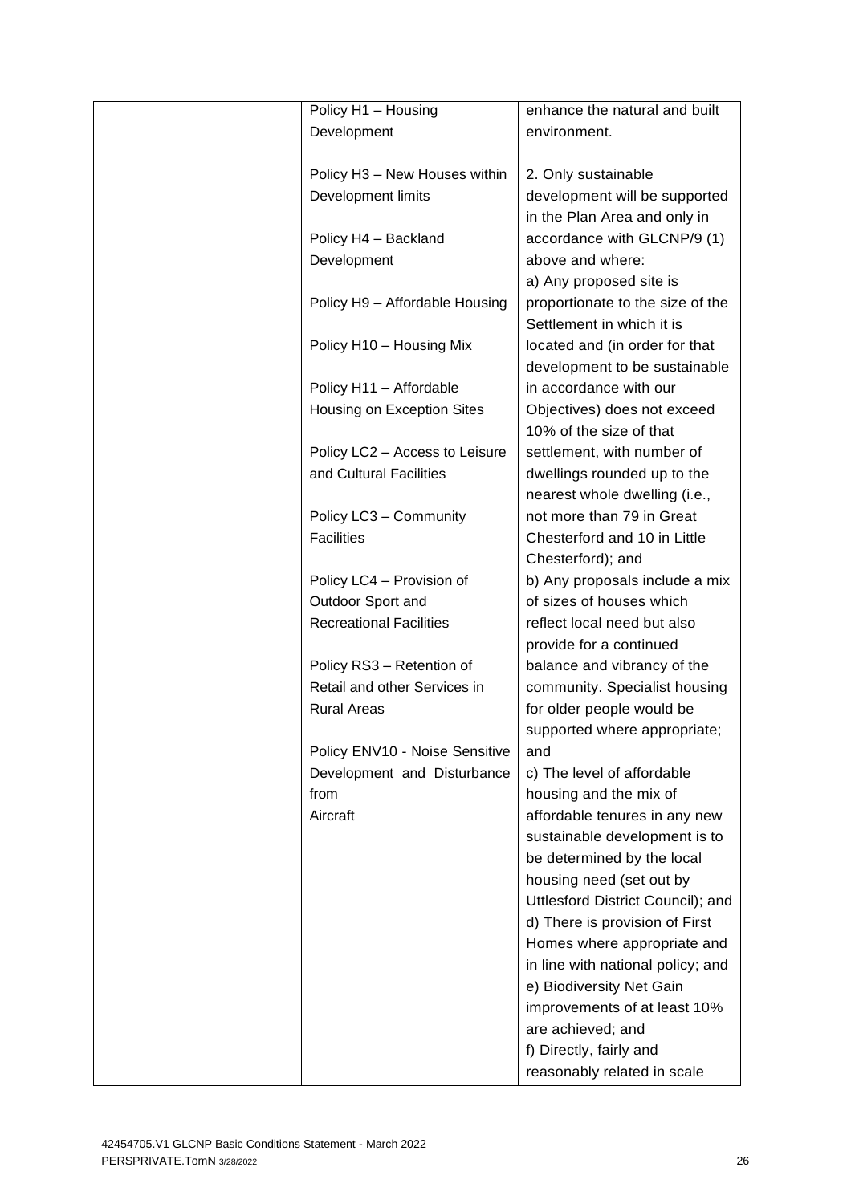| | | |
|---|---|---|
| | Policy H1 – Housing Development<br><br>Policy H3 – New Houses within Development limits<br><br>Policy H4 – Backland Development<br><br>Policy H9 – Affordable Housing<br><br>Policy H10 – Housing Mix<br><br>Policy H11 – Affordable Housing on Exception Sites<br><br>Policy LC2 – Access to Leisure and Cultural Facilities<br><br>Policy LC3 – Community Facilities<br><br>Policy LC4 – Provision of Outdoor Sport and Recreational Facilities<br><br>Policy RS3 – Retention of Retail and other Services in Rural Areas<br><br>Policy ENV10 - Noise Sensitive Development and Disturbance from Aircraft | enhance the natural and built environment.<br><br>2. Only sustainable development will be supported in the Plan Area and only in accordance with GLCNP/9 (1) above and where:<br>a) Any proposed site is proportionate to the size of the Settlement in which it is located and (in order for that development to be sustainable in accordance with our Objectives) does not exceed 10% of the size of that settlement, with number of dwellings rounded up to the nearest whole dwelling (i.e., not more than 79 in Great Chesterford and 10 in Little Chesterford); and<br>b) Any proposals include a mix of sizes of houses which reflect local need but also provide for a continued balance and vibrancy of the community. Specialist housing for older people would be supported where appropriate; and<br>c) The level of affordable housing and the mix of affordable tenures in any new sustainable development is to be determined by the local housing need (set out by Uttlesford District Council); and<br>d) There is provision of First Homes where appropriate and in line with national policy; and<br>e) Biodiversity Net Gain improvements of at least 10% are achieved; and<br>f) Directly, fairly and reasonably related in scale |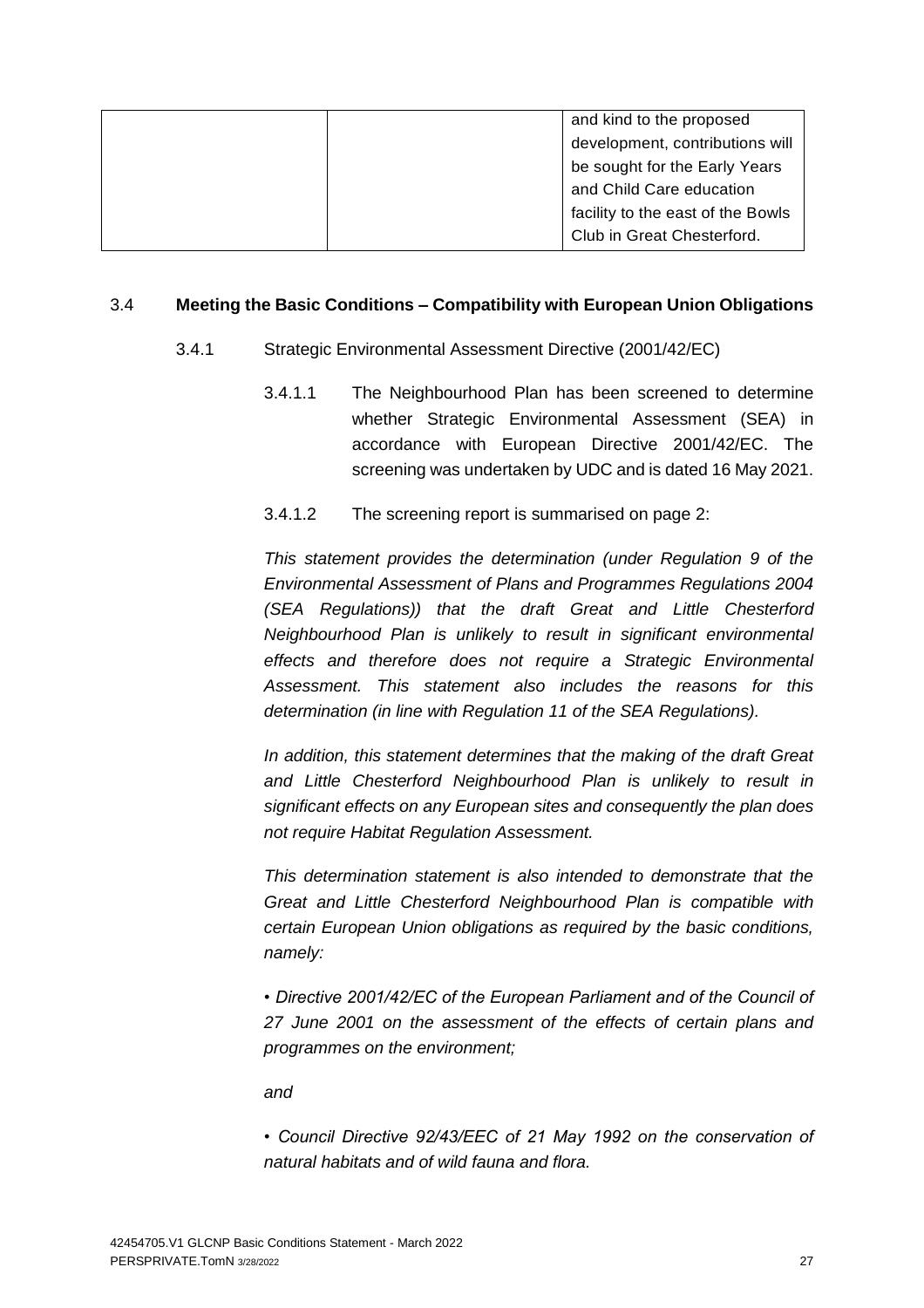| | | |
|---|---|---|
| | | and kind to the proposed development, contributions will be sought for the Early Years and Child Care education facility to the east of the Bowls Club in Great Chesterford. |

## 3.4 Meeting the Basic Conditions – Compatibility with European Union Obligations

3.4.1 Strategic Environmental Assessment Directive (2001/42/EC)

3.4.1.1 The Neighbourhood Plan has been screened to determine whether Strategic Environmental Assessment (SEA) in accordance with European Directive 2001/42/EC. The screening was undertaken by UDC and is dated 16 May 2021.

3.4.1.2 The screening report is summarised on page 2:

*This statement provides the determination (under Regulation 9 of the Environmental Assessment of Plans and Programmes Regulations 2004 (SEA Regulations)) that the draft Great and Little Chesterford Neighbourhood Plan is unlikely to result in significant environmental effects and therefore does not require a Strategic Environmental Assessment. This statement also includes the reasons for this determination (in line with Regulation 11 of the SEA Regulations).*

*In addition, this statement determines that the making of the draft Great and Little Chesterford Neighbourhood Plan is unlikely to result in significant effects on any European sites and consequently the plan does not require Habitat Regulation Assessment.*

*This determination statement is also intended to demonstrate that the Great and Little Chesterford Neighbourhood Plan is compatible with certain European Union obligations as required by the basic conditions, namely:*

*• Directive 2001/42/EC of the European Parliament and of the Council of 27 June 2001 on the assessment of the effects of certain plans and programmes on the environment;*

*and*

*• Council Directive 92/43/EEC of 21 May 1992 on the conservation of natural habitats and of wild fauna and flora.*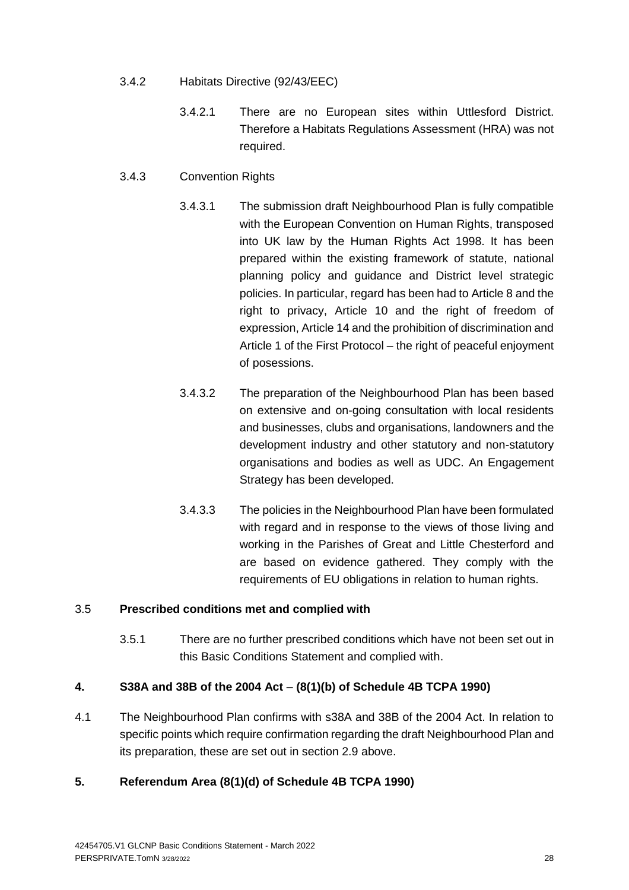3.4.2 Habitats Directive (92/43/EEC)

3.4.2.1 There are no European sites within Uttlesford District. Therefore a Habitats Regulations Assessment (HRA) was not required.

3.4.3 Convention Rights

3.4.3.1 The submission draft Neighbourhood Plan is fully compatible with the European Convention on Human Rights, transposed into UK law by the Human Rights Act 1998. It has been prepared within the existing framework of statute, national planning policy and guidance and District level strategic policies. In particular, regard has been had to Article 8 and the right to privacy, Article 10 and the right of freedom of expression, Article 14 and the prohibition of discrimination and Article 1 of the First Protocol – the right of peaceful enjoyment of posessions.

3.4.3.2 The preparation of the Neighbourhood Plan has been based on extensive and on-going consultation with local residents and businesses, clubs and organisations, landowners and the development industry and other statutory and non-statutory organisations and bodies as well as UDC. An Engagement Strategy has been developed.

3.4.3.3 The policies in the Neighbourhood Plan have been formulated with regard and in response to the views of those living and working in the Parishes of Great and Little Chesterford and are based on evidence gathered. They comply with the requirements of EU obligations in relation to human rights.

3.5 **Prescribed conditions met and complied with**

3.5.1 There are no further prescribed conditions which have not been set out in this Basic Conditions Statement and complied with.

## 4. S38A and 38B of the 2004 Act – (8(1)(b) of Schedule 4B TCPA 1990)

4.1 The Neighbourhood Plan confirms with s38A and 38B of the 2004 Act. In relation to specific points which require confirmation regarding the draft Neighbourhood Plan and its preparation, these are set out in section 2.9 above.

## 5. Referendum Area (8(1)(d) of Schedule 4B TCPA 1990)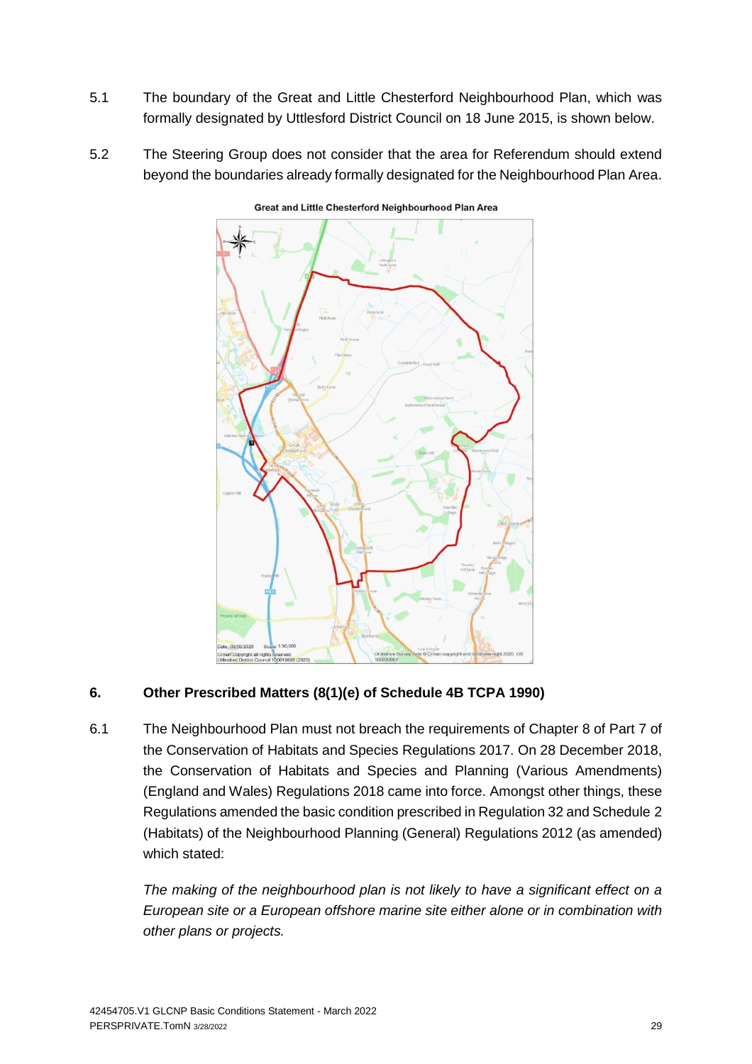5.1 The boundary of the Great and Little Chesterford Neighbourhood Plan, which was formally designated by Uttlesford District Council on 18 June 2015, is shown below.

5.2 The Steering Group does not consider that the area for Referendum should extend beyond the boundaries already formally designated for the Neighbourhood Plan Area.

**Great and Little Chesterford Neighbourhood Plan Area**

## 6. Other Prescribed Matters (8(1)(e) of Schedule 4B TCPA 1990)

6.1 The Neighbourhood Plan must not breach the requirements of Chapter 8 of Part 7 of the Conservation of Habitats and Species Regulations 2017. On 28 December 2018, the Conservation of Habitats and Species and Planning (Various Amendments) (England and Wales) Regulations 2018 came into force. Amongst other things, these Regulations amended the basic condition prescribed in Regulation 32 and Schedule 2 (Habitats) of the Neighbourhood Planning (General) Regulations 2012 (as amended) which stated:

*The making of the neighbourhood plan is not likely to have a significant effect on a European site or a European offshore marine site either alone or in combination with other plans or projects.*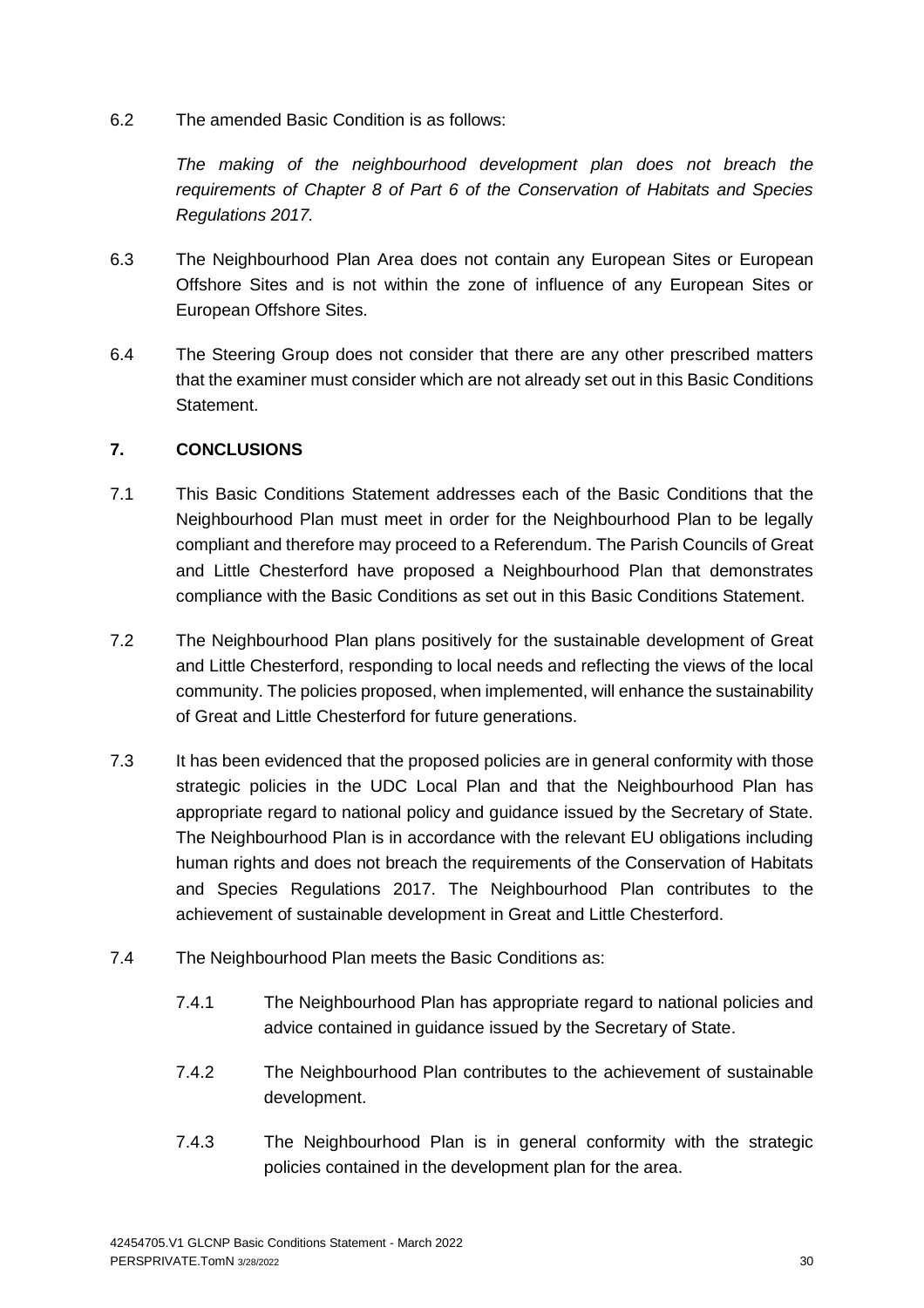6.2 The amended Basic Condition is as follows:

*The making of the neighbourhood development plan does not breach the requirements of Chapter 8 of Part 6 of the Conservation of Habitats and Species Regulations 2017.*

6.3 The Neighbourhood Plan Area does not contain any European Sites or European Offshore Sites and is not within the zone of influence of any European Sites or European Offshore Sites.

6.4 The Steering Group does not consider that there are any other prescribed matters that the examiner must consider which are not already set out in this Basic Conditions Statement.

## 7. CONCLUSIONS

7.1 This Basic Conditions Statement addresses each of the Basic Conditions that the Neighbourhood Plan must meet in order for the Neighbourhood Plan to be legally compliant and therefore may proceed to a Referendum. The Parish Councils of Great and Little Chesterford have proposed a Neighbourhood Plan that demonstrates compliance with the Basic Conditions as set out in this Basic Conditions Statement.

7.2 The Neighbourhood Plan plans positively for the sustainable development of Great and Little Chesterford, responding to local needs and reflecting the views of the local community. The policies proposed, when implemented, will enhance the sustainability of Great and Little Chesterford for future generations.

7.3 It has been evidenced that the proposed policies are in general conformity with those strategic policies in the UDC Local Plan and that the Neighbourhood Plan has appropriate regard to national policy and guidance issued by the Secretary of State. The Neighbourhood Plan is in accordance with the relevant EU obligations including human rights and does not breach the requirements of the Conservation of Habitats and Species Regulations 2017. The Neighbourhood Plan contributes to the achievement of sustainable development in Great and Little Chesterford.

7.4 The Neighbourhood Plan meets the Basic Conditions as:

7.4.1 The Neighbourhood Plan has appropriate regard to national policies and advice contained in guidance issued by the Secretary of State.

7.4.2 The Neighbourhood Plan contributes to the achievement of sustainable development.

7.4.3 The Neighbourhood Plan is in general conformity with the strategic policies contained in the development plan for the area.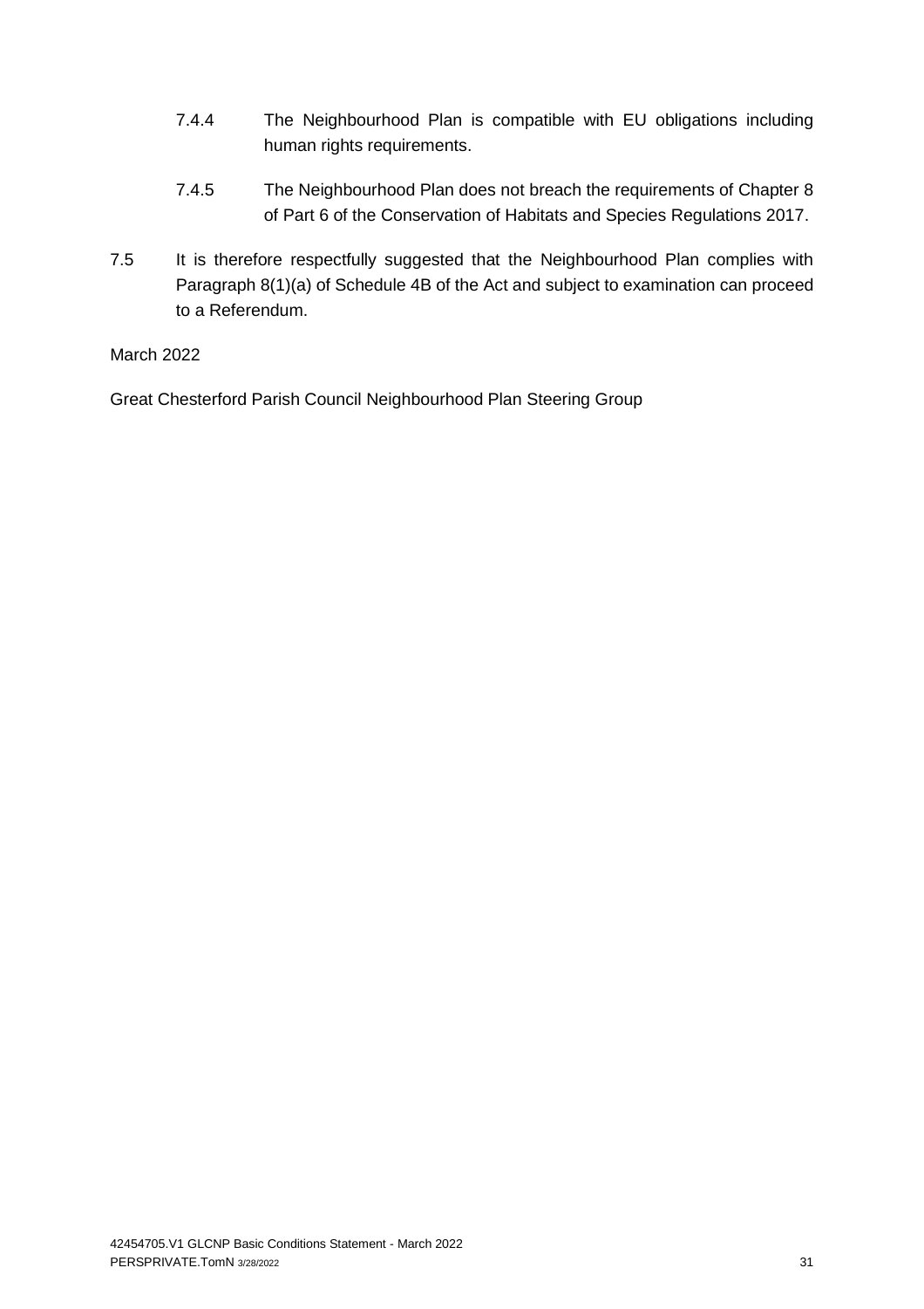7.4.4 The Neighbourhood Plan is compatible with EU obligations including human rights requirements.

7.4.5 The Neighbourhood Plan does not breach the requirements of Chapter 8 of Part 6 of the Conservation of Habitats and Species Regulations 2017.

7.5 It is therefore respectfully suggested that the Neighbourhood Plan complies with Paragraph 8(1)(a) of Schedule 4B of the Act and subject to examination can proceed to a Referendum.

March 2022

Great Chesterford Parish Council Neighbourhood Plan Steering Group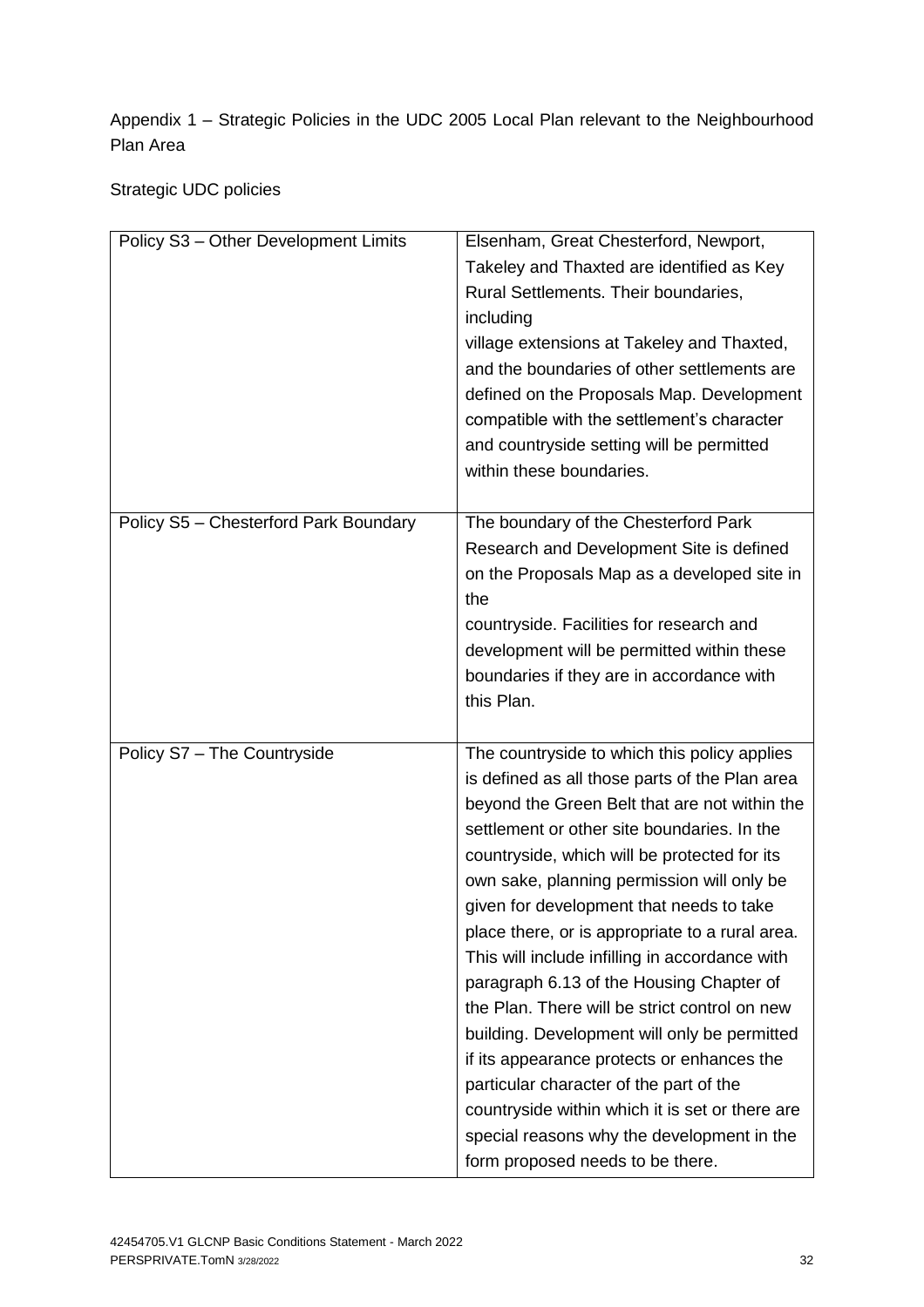Appendix 1 – Strategic Policies in the UDC 2005 Local Plan relevant to the Neighbourhood Plan Area

Strategic UDC policies

| | |
|---|---|
| Policy S3 – Other Development Limits | Elsenham, Great Chesterford, Newport, Takeley and Thaxted are identified as Key Rural Settlements. Their boundaries, including village extensions at Takeley and Thaxted, and the boundaries of other settlements are defined on the Proposals Map. Development compatible with the settlement's character and countryside setting will be permitted within these boundaries. |
| Policy S5 – Chesterford Park Boundary | The boundary of the Chesterford Park Research and Development Site is defined on the Proposals Map as a developed site in the countryside. Facilities for research and development will be permitted within these boundaries if they are in accordance with this Plan. |
| Policy S7 – The Countryside | The countryside to which this policy applies is defined as all those parts of the Plan area beyond the Green Belt that are not within the settlement or other site boundaries. In the countryside, which will be protected for its own sake, planning permission will only be given for development that needs to take place there, or is appropriate to a rural area. This will include infilling in accordance with paragraph 6.13 of the Housing Chapter of the Plan. There will be strict control on new building. Development will only be permitted if its appearance protects or enhances the particular character of the part of the countryside within which it is set or there are special reasons why the development in the form proposed needs to be there. |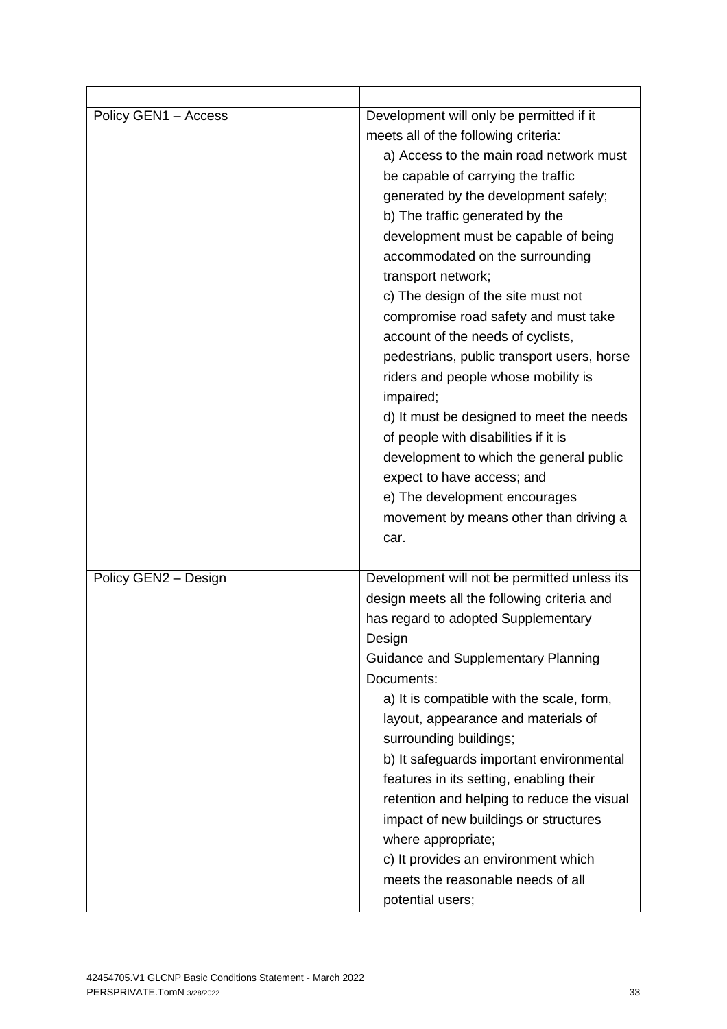| | |
|---|---|
| Policy GEN1 – Access | Development will only be permitted if it meets all of the following criteria:<br>a) Access to the main road network must be capable of carrying the traffic generated by the development safely;<br>b) The traffic generated by the development must be capable of being accommodated on the surrounding transport network;<br>c) The design of the site must not compromise road safety and must take account of the needs of cyclists, pedestrians, public transport users, horse riders and people whose mobility is impaired;<br>d) It must be designed to meet the needs of people with disabilities if it is development to which the general public expect to have access; and<br>e) The development encourages movement by means other than driving a car. |
| Policy GEN2 – Design | Development will not be permitted unless its design meets all the following criteria and has regard to adopted Supplementary Design Guidance and Supplementary Planning Documents:<br>a) It is compatible with the scale, form, layout, appearance and materials of surrounding buildings;<br>b) It safeguards important environmental features in its setting, enabling their retention and helping to reduce the visual impact of new buildings or structures where appropriate;<br>c) It provides an environment which meets the reasonable needs of all potential users; |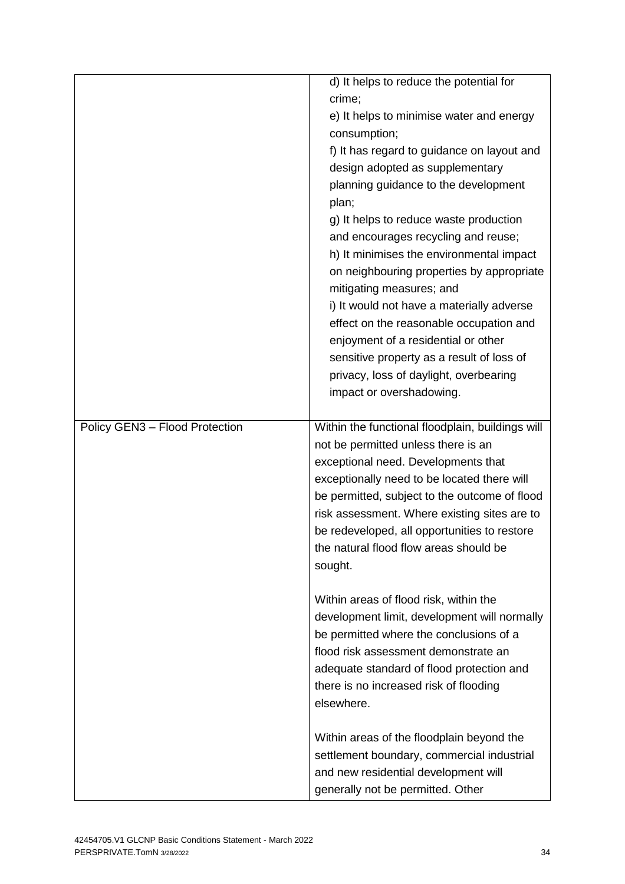| | |
|---|---|
| | d) It helps to reduce the potential for crime;<br>e) It helps to minimise water and energy consumption;<br>f) It has regard to guidance on layout and design adopted as supplementary planning guidance to the development plan;<br>g) It helps to reduce waste production and encourages recycling and reuse;<br>h) It minimises the environmental impact on neighbouring properties by appropriate mitigating measures; and<br>i) It would not have a materially adverse effect on the reasonable occupation and enjoyment of a residential or other sensitive property as a result of loss of privacy, loss of daylight, overbearing impact or overshadowing. |
| Policy GEN3 – Flood Protection | Within the functional floodplain, buildings will not be permitted unless there is an exceptional need. Developments that exceptionally need to be located there will be permitted, subject to the outcome of flood risk assessment. Where existing sites are to be redeveloped, all opportunities to restore the natural flood flow areas should be sought.<br><br>Within areas of flood risk, within the development limit, development will normally be permitted where the conclusions of a flood risk assessment demonstrate an adequate standard of flood protection and there is no increased risk of flooding elsewhere.<br><br>Within areas of the floodplain beyond the settlement boundary, commercial industrial and new residential development will generally not be permitted. Other |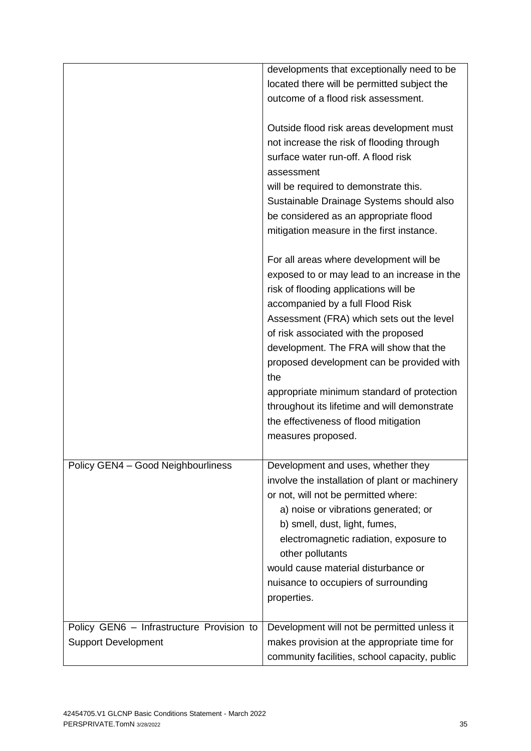| | |
|---|---|
| | developments that exceptionally need to be located there will be permitted subject the outcome of a flood risk assessment.<br><br>Outside flood risk areas development must not increase the risk of flooding through surface water run-off. A flood risk assessment will be required to demonstrate this. Sustainable Drainage Systems should also be considered as an appropriate flood mitigation measure in the first instance.<br><br>For all areas where development will be exposed to or may lead to an increase in the risk of flooding applications will be accompanied by a full Flood Risk Assessment (FRA) which sets out the level of risk associated with the proposed development. The FRA will show that the proposed development can be provided with the appropriate minimum standard of protection throughout its lifetime and will demonstrate the effectiveness of flood mitigation measures proposed. |
| Policy GEN4 – Good Neighbourliness | Development and uses, whether they involve the installation of plant or machinery or not, will not be permitted where:<br>a) noise or vibrations generated; or<br>b) smell, dust, light, fumes, electromagnetic radiation, exposure to other pollutants<br>would cause material disturbance or nuisance to occupiers of surrounding properties. |
| Policy GEN6 – Infrastructure Provision to Support Development | Development will not be permitted unless it makes provision at the appropriate time for community facilities, school capacity, public |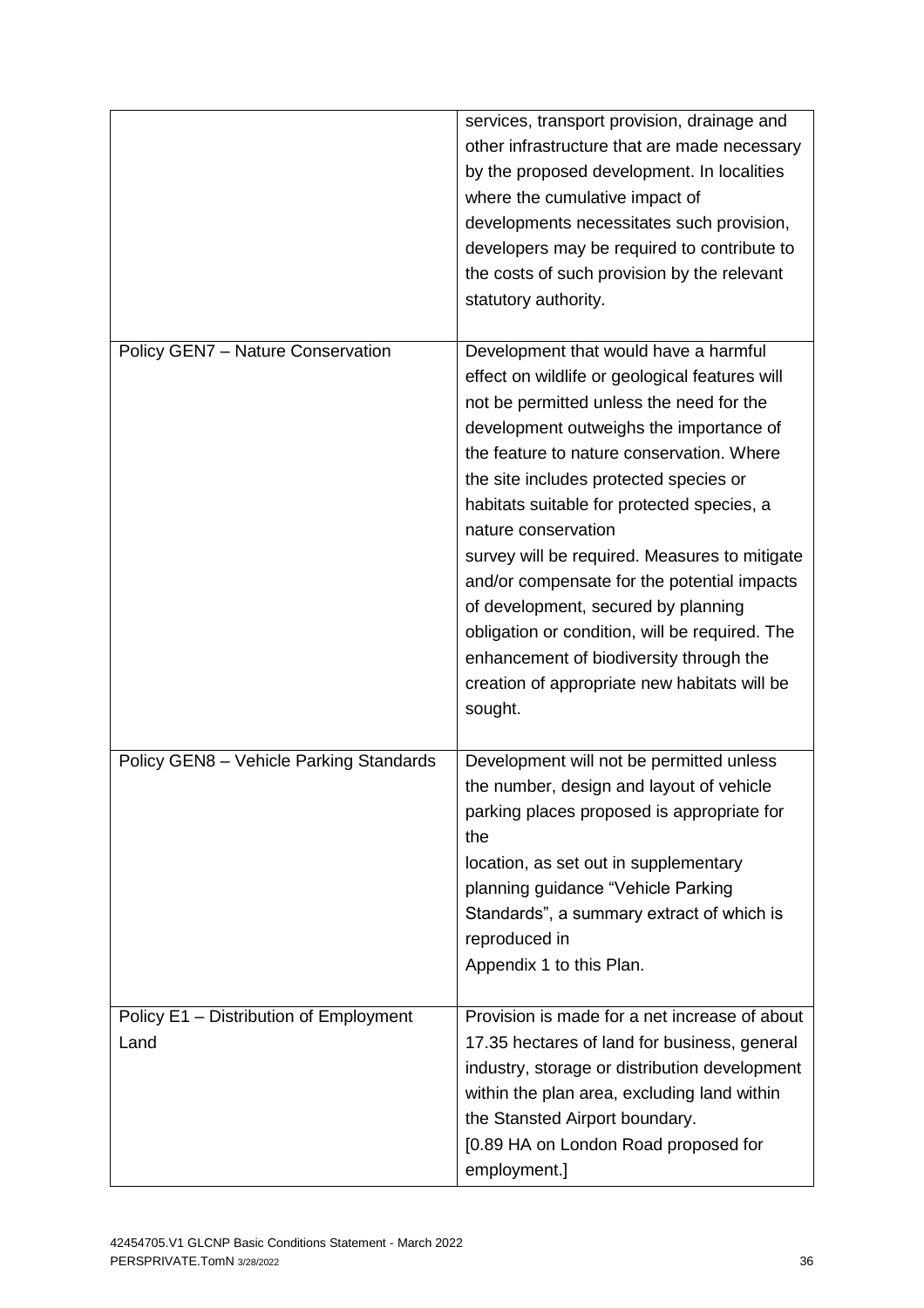| | |
|---|---|
| | services, transport provision, drainage and other infrastructure that are made necessary by the proposed development. In localities where the cumulative impact of developments necessitates such provision, developers may be required to contribute to the costs of such provision by the relevant statutory authority. |
| Policy GEN7 – Nature Conservation | Development that would have a harmful effect on wildlife or geological features will not be permitted unless the need for the development outweighs the importance of the feature to nature conservation. Where the site includes protected species or habitats suitable for protected species, a nature conservation survey will be required. Measures to mitigate and/or compensate for the potential impacts of development, secured by planning obligation or condition, will be required. The enhancement of biodiversity through the creation of appropriate new habitats will be sought. |
| Policy GEN8 – Vehicle Parking Standards | Development will not be permitted unless the number, design and layout of vehicle parking places proposed is appropriate for the location, as set out in supplementary planning guidance "Vehicle Parking Standards", a summary extract of which is reproduced in Appendix 1 to this Plan. |
| Policy E1 – Distribution of Employment Land | Provision is made for a net increase of about 17.35 hectares of land for business, general industry, storage or distribution development within the plan area, excluding land within the Stansted Airport boundary. [0.89 HA on London Road proposed for employment.] |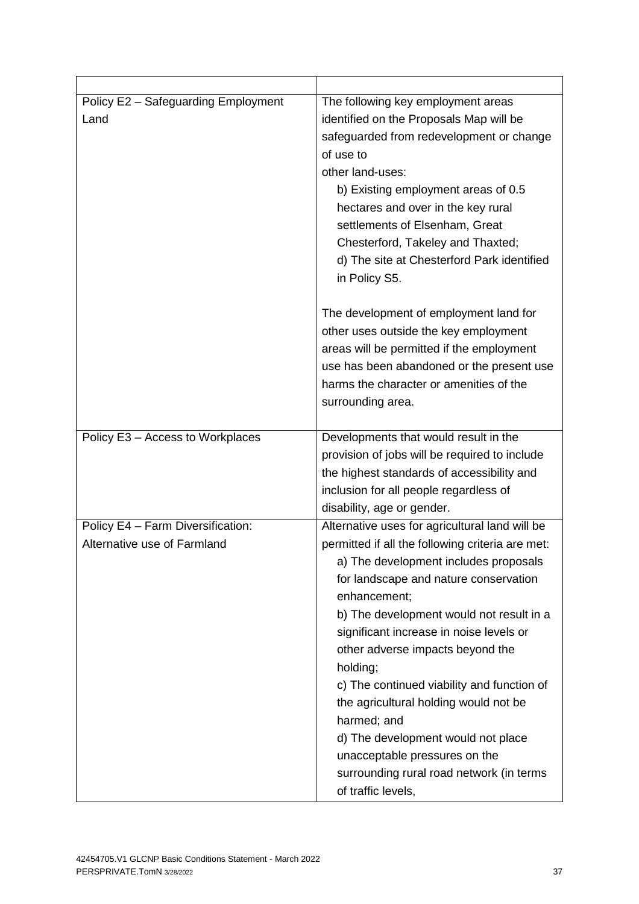| | |
|---|---|
| Policy E2 – Safeguarding Employment Land | The following key employment areas identified on the Proposals Map will be safeguarded from redevelopment or change of use to other land-uses:<br>b) Existing employment areas of 0.5 hectares and over in the key rural settlements of Elsenham, Great Chesterford, Takeley and Thaxted;<br>d) The site at Chesterford Park identified in Policy S5.<br><br>The development of employment land for other uses outside the key employment areas will be permitted if the employment use has been abandoned or the present use harms the character or amenities of the surrounding area. |
| Policy E3 – Access to Workplaces | Developments that would result in the provision of jobs will be required to include the highest standards of accessibility and inclusion for all people regardless of disability, age or gender. |
| Policy E4 – Farm Diversification: Alternative use of Farmland | Alternative uses for agricultural land will be permitted if all the following criteria are met:<br>a) The development includes proposals for landscape and nature conservation enhancement;<br>b) The development would not result in a significant increase in noise levels or other adverse impacts beyond the holding;<br>c) The continued viability and function of the agricultural holding would not be harmed; and<br>d) The development would not place unacceptable pressures on the surrounding rural road network (in terms of traffic levels, |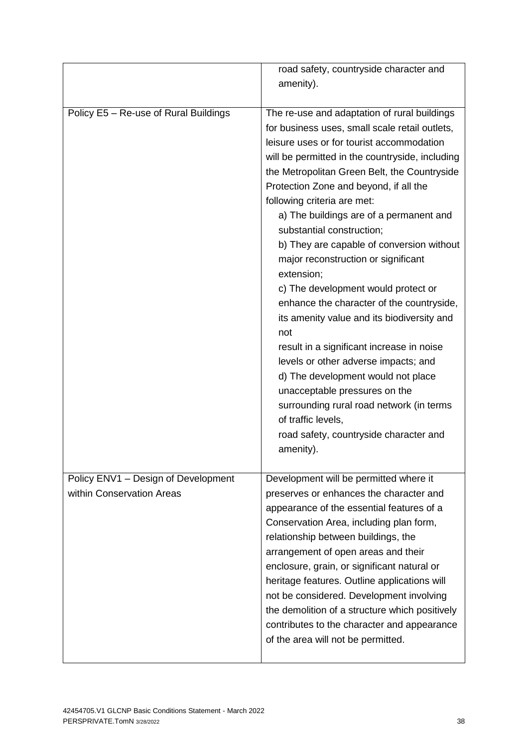| | |
|---|---|
| | road safety, countryside character and amenity). |
| Policy E5 – Re-use of Rural Buildings | The re-use and adaptation of rural buildings for business uses, small scale retail outlets, leisure uses or for tourist accommodation will be permitted in the countryside, including the Metropolitan Green Belt, the Countryside Protection Zone and beyond, if all the following criteria are met:<br>a) The buildings are of a permanent and substantial construction;<br>b) They are capable of conversion without major reconstruction or significant extension;<br>c) The development would protect or enhance the character of the countryside, its amenity value and its biodiversity and not<br>result in a significant increase in noise levels or other adverse impacts; and<br>d) The development would not place unacceptable pressures on the surrounding rural road network (in terms of traffic levels,<br>road safety, countryside character and amenity). |
| Policy ENV1 – Design of Development within Conservation Areas | Development will be permitted where it preserves or enhances the character and appearance of the essential features of a Conservation Area, including plan form, relationship between buildings, the arrangement of open areas and their enclosure, grain, or significant natural or heritage features. Outline applications will not be considered. Development involving the demolition of a structure which positively contributes to the character and appearance of the area will not be permitted. |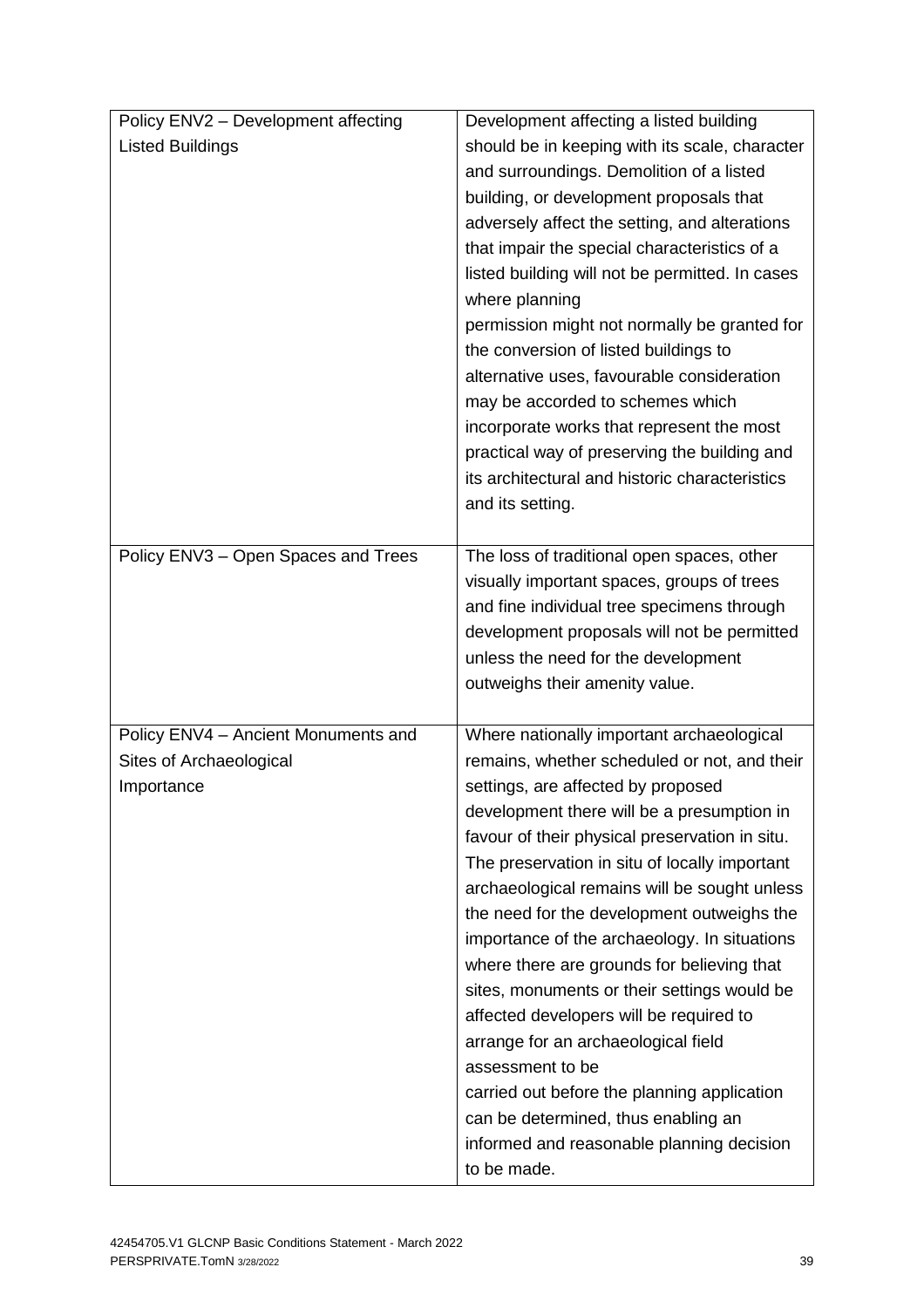| | |
|---|---|
| Policy ENV2 – Development affecting Listed Buildings | Development affecting a listed building should be in keeping with its scale, character and surroundings. Demolition of a listed building, or development proposals that adversely affect the setting, and alterations that impair the special characteristics of a listed building will not be permitted. In cases where planning permission might not normally be granted for the conversion of listed buildings to alternative uses, favourable consideration may be accorded to schemes which incorporate works that represent the most practical way of preserving the building and its architectural and historic characteristics and its setting. |
| Policy ENV3 – Open Spaces and Trees | The loss of traditional open spaces, other visually important spaces, groups of trees and fine individual tree specimens through development proposals will not be permitted unless the need for the development outweighs their amenity value. |
| Policy ENV4 – Ancient Monuments and Sites of Archaeological Importance | Where nationally important archaeological remains, whether scheduled or not, and their settings, are affected by proposed development there will be a presumption in favour of their physical preservation in situ. The preservation in situ of locally important archaeological remains will be sought unless the need for the development outweighs the importance of the archaeology. In situations where there are grounds for believing that sites, monuments or their settings would be affected developers will be required to arrange for an archaeological field assessment to be carried out before the planning application can be determined, thus enabling an informed and reasonable planning decision to be made. |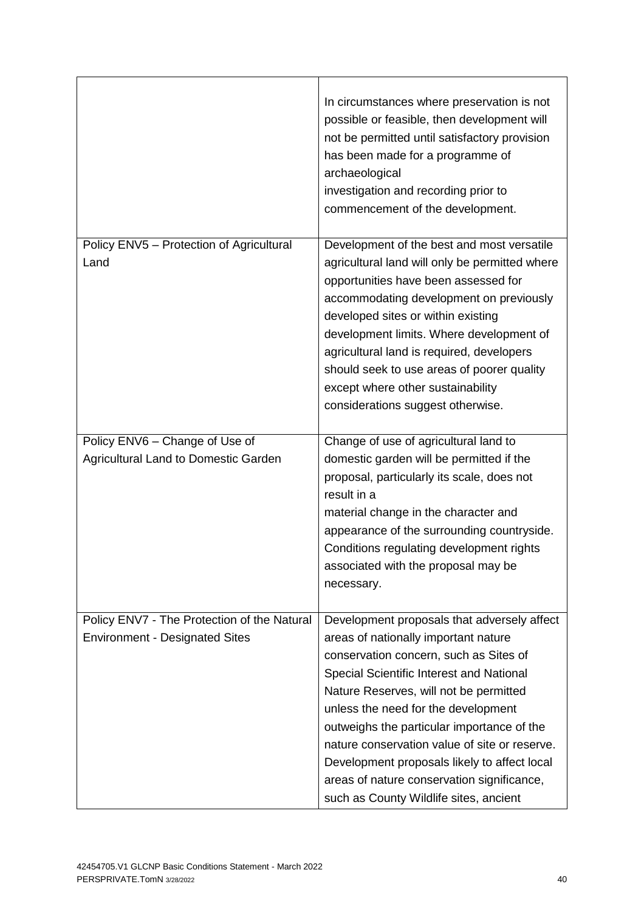| | |
|---|---|
| | In circumstances where preservation is not possible or feasible, then development will not be permitted until satisfactory provision has been made for a programme of archaeological investigation and recording prior to commencement of the development. |
| Policy ENV5 – Protection of Agricultural Land | Development of the best and most versatile agricultural land will only be permitted where opportunities have been assessed for accommodating development on previously developed sites or within existing development limits. Where development of agricultural land is required, developers should seek to use areas of poorer quality except where other sustainability considerations suggest otherwise. |
| Policy ENV6 – Change of Use of Agricultural Land to Domestic Garden | Change of use of agricultural land to domestic garden will be permitted if the proposal, particularly its scale, does not result in a material change in the character and appearance of the surrounding countryside. Conditions regulating development rights associated with the proposal may be necessary. |
| Policy ENV7 - The Protection of the Natural Environment - Designated Sites | Development proposals that adversely affect areas of nationally important nature conservation concern, such as Sites of Special Scientific Interest and National Nature Reserves, will not be permitted unless the need for the development outweighs the particular importance of the nature conservation value of site or reserve. Development proposals likely to affect local areas of nature conservation significance, such as County Wildlife sites, ancient |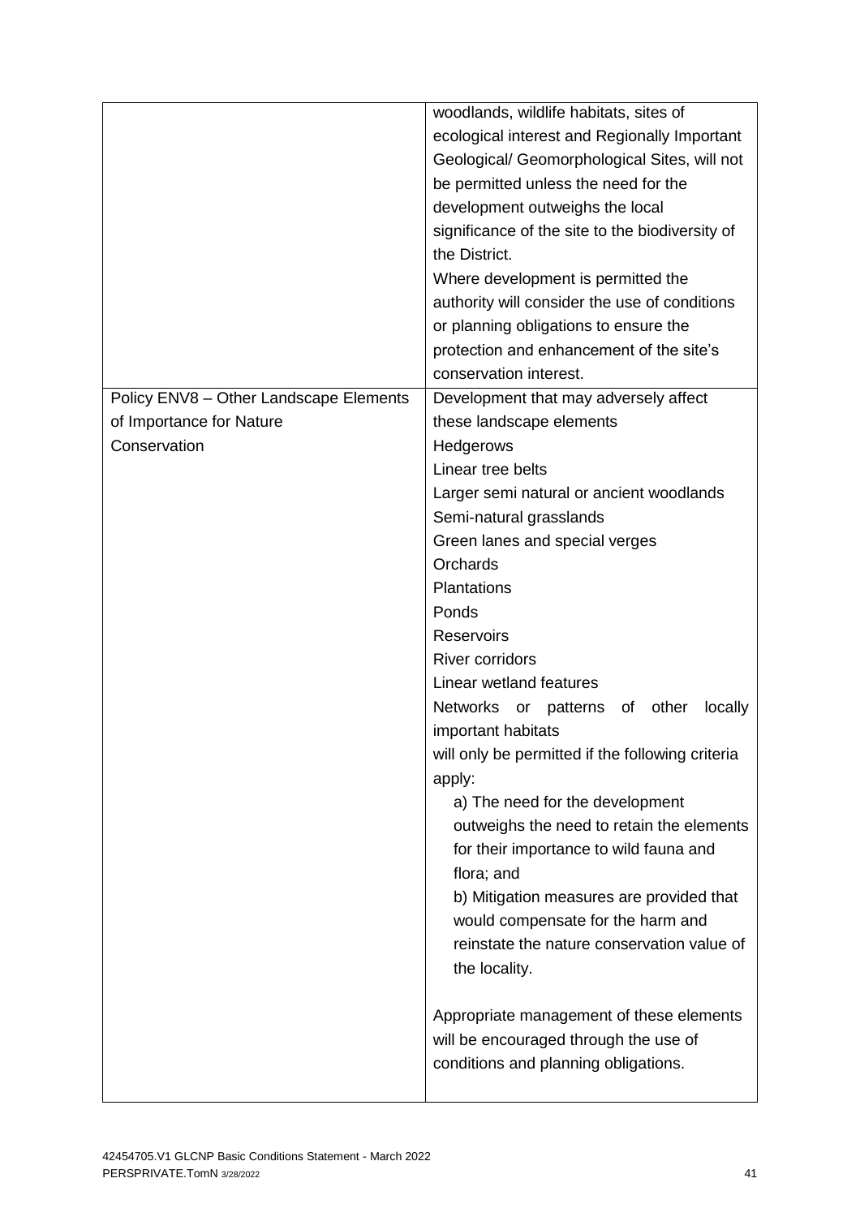| | |
|---|---|
| | woodlands, wildlife habitats, sites of ecological interest and Regionally Important Geological/ Geomorphological Sites, will not be permitted unless the need for the development outweighs the local significance of the site to the biodiversity of the District.<br>Where development is permitted the authority will consider the use of conditions or planning obligations to ensure the protection and enhancement of the site's conservation interest. |
| Policy ENV8 – Other Landscape Elements of Importance for Nature Conservation | Development that may adversely affect these landscape elements<br>Hedgerows<br>Linear tree belts<br>Larger semi natural or ancient woodlands<br>Semi-natural grasslands<br>Green lanes and special verges<br>Orchards<br>Plantations<br>Ponds<br>Reservoirs<br>River corridors<br>Linear wetland features<br>Networks or patterns of other locally important habitats<br>will only be permitted if the following criteria apply:<br>a) The need for the development outweighs the need to retain the elements for their importance to wild fauna and flora; and<br>b) Mitigation measures are provided that would compensate for the harm and reinstate the nature conservation value of the locality.<br><br>Appropriate management of these elements will be encouraged through the use of conditions and planning obligations. |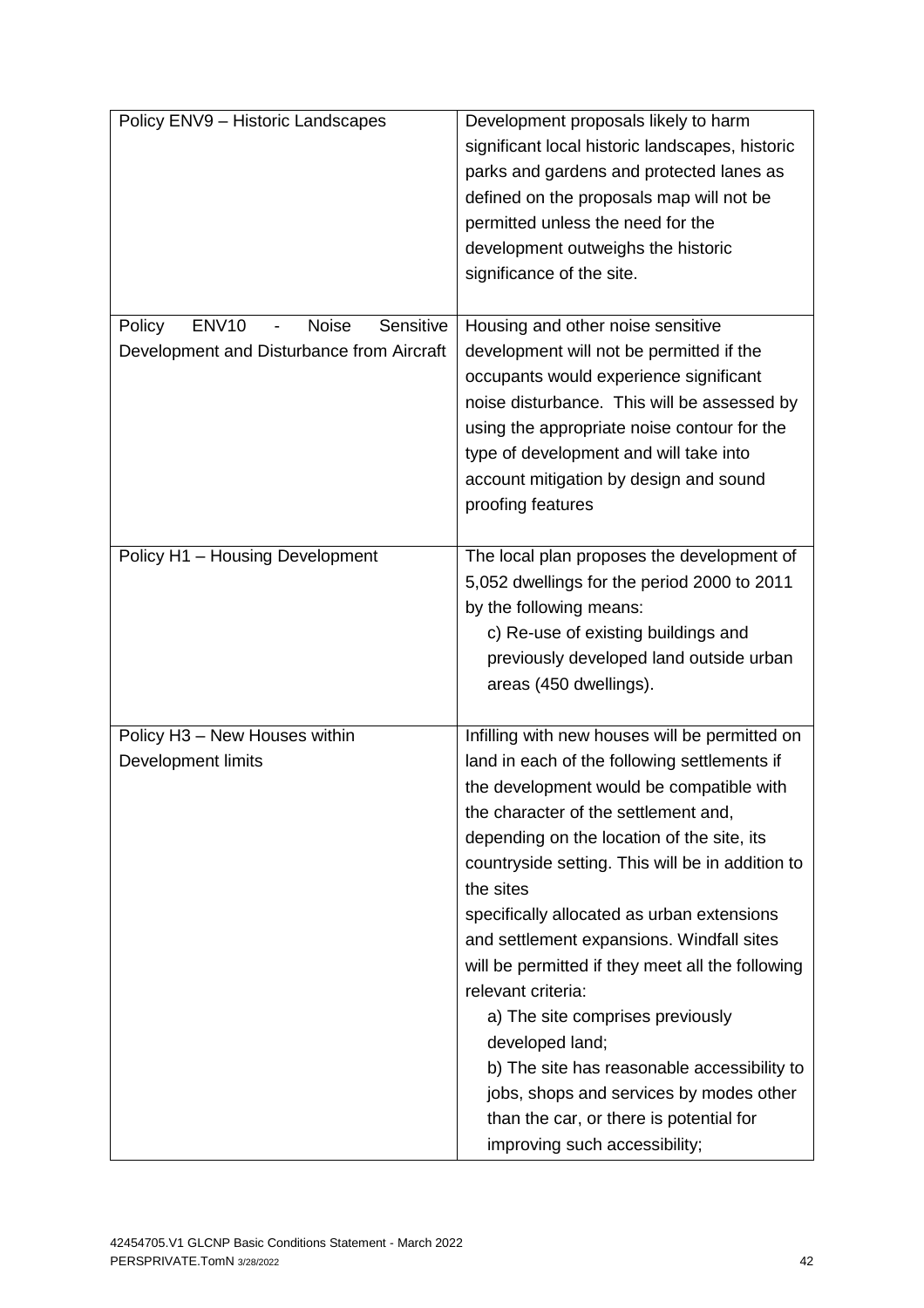| | |
|---|---|
| Policy ENV9 – Historic Landscapes | Development proposals likely to harm significant local historic landscapes, historic parks and gardens and protected lanes as defined on the proposals map will not be permitted unless the need for the development outweighs the historic significance of the site. |
| Policy ENV10 - Noise Sensitive Development and Disturbance from Aircraft | Housing and other noise sensitive development will not be permitted if the occupants would experience significant noise disturbance. This will be assessed by using the appropriate noise contour for the type of development and will take into account mitigation by design and sound proofing features |
| Policy H1 – Housing Development | The local plan proposes the development of 5,052 dwellings for the period 2000 to 2011 by the following means:<br>c) Re-use of existing buildings and previously developed land outside urban areas (450 dwellings). |
| Policy H3 – New Houses within Development limits | Infilling with new houses will be permitted on land in each of the following settlements if the development would be compatible with the character of the settlement and, depending on the location of the site, its countryside setting. This will be in addition to the sites<br>specifically allocated as urban extensions and settlement expansions. Windfall sites will be permitted if they meet all the following relevant criteria:<br>a) The site comprises previously developed land;<br>b) The site has reasonable accessibility to jobs, shops and services by modes other than the car, or there is potential for improving such accessibility; |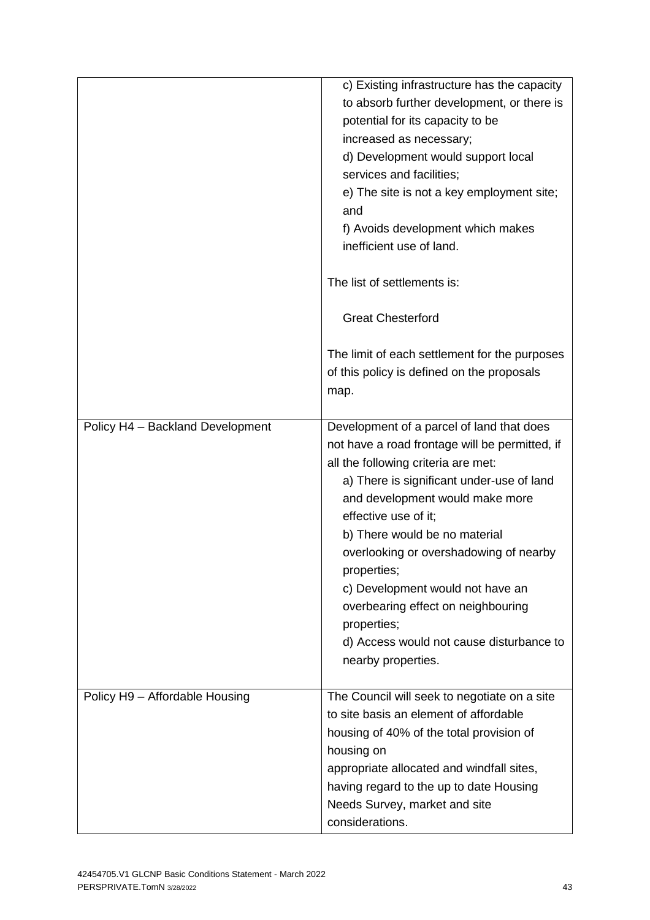| | |
|---|---|
| | c) Existing infrastructure has the capacity to absorb further development, or there is potential for its capacity to be increased as necessary;<br>d) Development would support local services and facilities;<br>e) The site is not a key employment site; and<br>f) Avoids development which makes inefficient use of land.<br><br>The list of settlements is:<br><br>Great Chesterford<br><br>The limit of each settlement for the purposes of this policy is defined on the proposals map. |
| Policy H4 – Backland Development | Development of a parcel of land that does not have a road frontage will be permitted, if all the following criteria are met:<br>a) There is significant under-use of land and development would make more effective use of it;<br>b) There would be no material overlooking or overshadowing of nearby properties;<br>c) Development would not have an overbearing effect on neighbouring properties;<br>d) Access would not cause disturbance to nearby properties. |
| Policy H9 – Affordable Housing | The Council will seek to negotiate on a site to site basis an element of affordable housing of 40% of the total provision of housing on<br>appropriate allocated and windfall sites, having regard to the up to date Housing Needs Survey, market and site considerations. |

42454705.V1 GLCNP Basic Conditions Statement - March 2022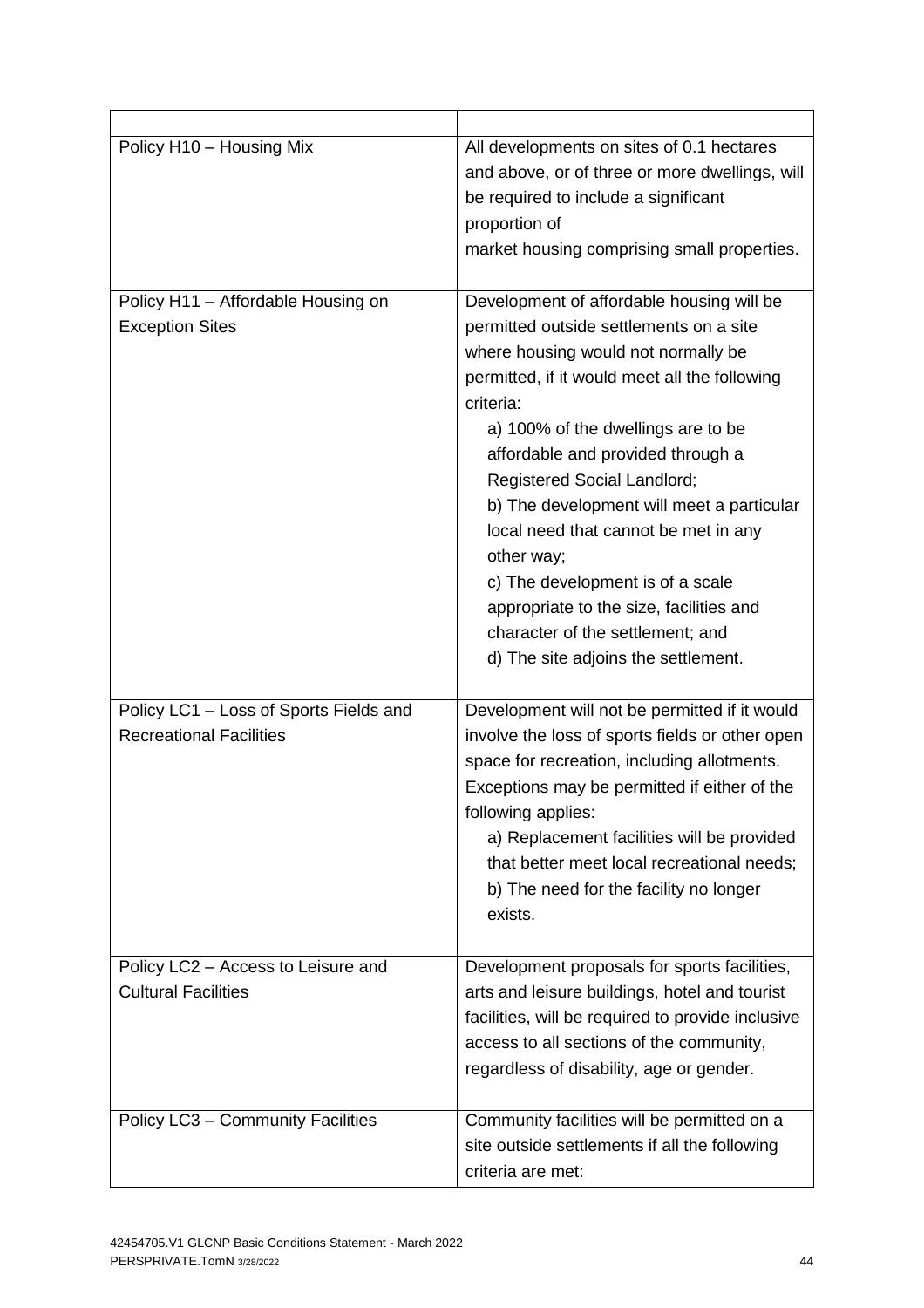| | |
|---|---|
| Policy H10 – Housing Mix | All developments on sites of 0.1 hectares and above, or of three or more dwellings, will be required to include a significant proportion of market housing comprising small properties. |
| Policy H11 – Affordable Housing on Exception Sites | Development of affordable housing will be permitted outside settlements on a site where housing would not normally be permitted, if it would meet all the following criteria:<br>a) 100% of the dwellings are to be affordable and provided through a Registered Social Landlord;<br>b) The development will meet a particular local need that cannot be met in any other way;<br>c) The development is of a scale appropriate to the size, facilities and character of the settlement; and<br>d) The site adjoins the settlement. |
| Policy LC1 – Loss of Sports Fields and Recreational Facilities | Development will not be permitted if it would involve the loss of sports fields or other open space for recreation, including allotments. Exceptions may be permitted if either of the following applies:<br>a) Replacement facilities will be provided that better meet local recreational needs;<br>b) The need for the facility no longer exists. |
| Policy LC2 – Access to Leisure and Cultural Facilities | Development proposals for sports facilities, arts and leisure buildings, hotel and tourist facilities, will be required to provide inclusive access to all sections of the community, regardless of disability, age or gender. |
| Policy LC3 – Community Facilities | Community facilities will be permitted on a site outside settlements if all the following criteria are met: |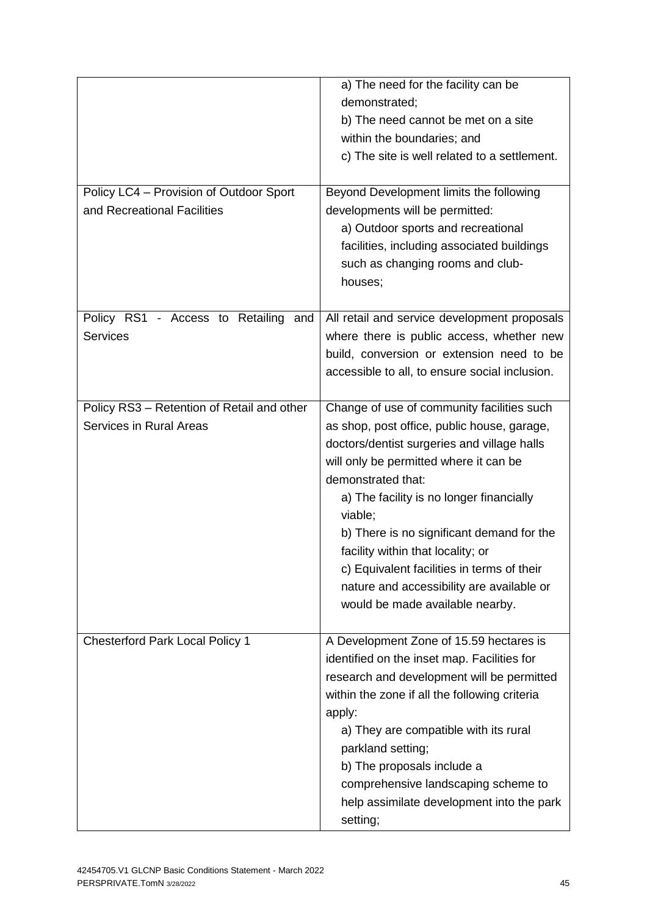| | |
|---|---|
| | a) The need for the facility can be demonstrated;<br>b) The need cannot be met on a site within the boundaries; and<br>c) The site is well related to a settlement. |
| Policy LC4 – Provision of Outdoor Sport and Recreational Facilities | Beyond Development limits the following developments will be permitted:<br>a) Outdoor sports and recreational facilities, including associated buildings such as changing rooms and club-houses; |
| Policy RS1 - Access to Retailing and Services | All retail and service development proposals where there is public access, whether new build, conversion or extension need to be accessible to all, to ensure social inclusion. |
| Policy RS3 – Retention of Retail and other Services in Rural Areas | Change of use of community facilities such as shop, post office, public house, garage, doctors/dentist surgeries and village halls will only be permitted where it can be demonstrated that:<br>a) The facility is no longer financially viable;<br>b) There is no significant demand for the facility within that locality; or<br>c) Equivalent facilities in terms of their nature and accessibility are available or would be made available nearby. |
| Chesterford Park Local Policy 1 | A Development Zone of 15.59 hectares is identified on the inset map. Facilities for research and development will be permitted within the zone if all the following criteria apply:<br>a) They are compatible with its rural parkland setting;<br>b) The proposals include a comprehensive landscaping scheme to help assimilate development into the park setting; |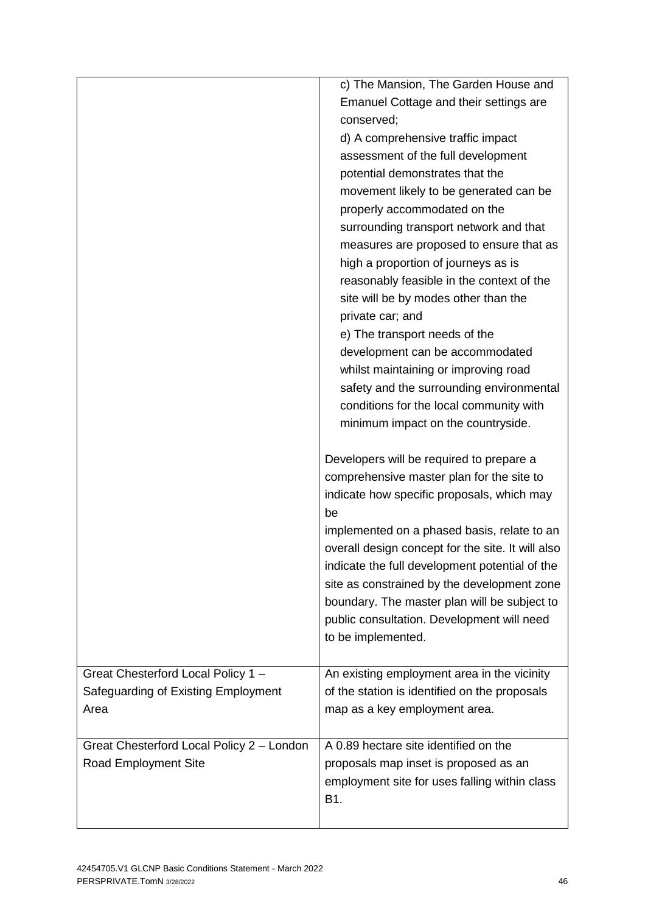| | |
|---|---|
| | c) The Mansion, The Garden House and Emanuel Cottage and their settings are conserved;<br>d) A comprehensive traffic impact assessment of the full development potential demonstrates that the movement likely to be generated can be properly accommodated on the surrounding transport network and that measures are proposed to ensure that as high a proportion of journeys as is reasonably feasible in the context of the site will be by modes other than the private car; and<br>e) The transport needs of the development can be accommodated whilst maintaining or improving road safety and the surrounding environmental conditions for the local community with minimum impact on the countryside.<br><br>Developers will be required to prepare a comprehensive master plan for the site to indicate how specific proposals, which may be<br>implemented on a phased basis, relate to an overall design concept for the site. It will also indicate the full development potential of the site as constrained by the development zone boundary. The master plan will be subject to public consultation. Development will need to be implemented. |
| Great Chesterford Local Policy 1 – Safeguarding of Existing Employment Area | An existing employment area in the vicinity of the station is identified on the proposals map as a key employment area. |
| Great Chesterford Local Policy 2 – London Road Employment Site | A 0.89 hectare site identified on the proposals map inset is proposed as an employment site for uses falling within class B1. |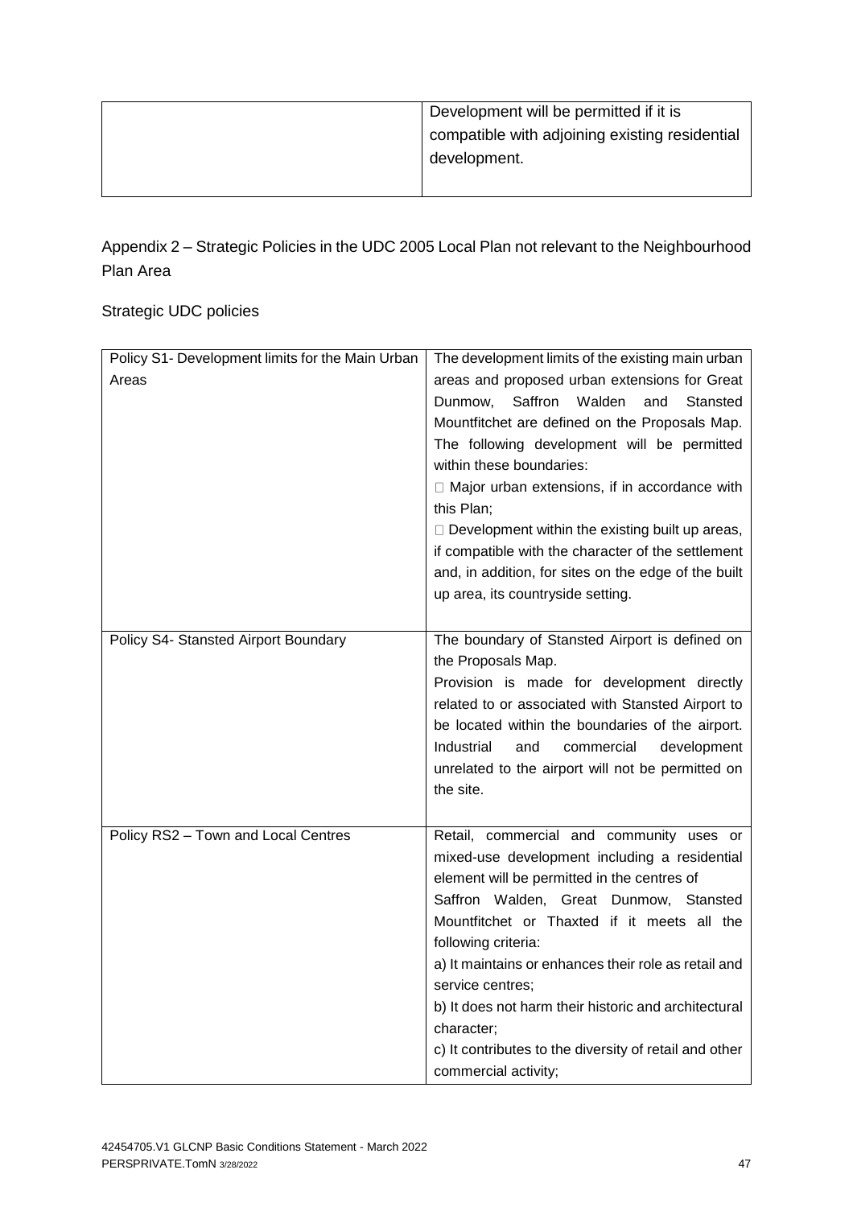| | |
|---|---|
| | Development will be permitted if it is compatible with adjoining existing residential development. |

Appendix 2 – Strategic Policies in the UDC 2005 Local Plan not relevant to the Neighbourhood Plan Area

Strategic UDC policies

| | |
|---|---|
| Policy S1- Development limits for the Main Urban Areas | The development limits of the existing main urban areas and proposed urban extensions for Great Dunmow, Saffron Walden and Stansted Mountfitchet are defined on the Proposals Map. The following development will be permitted within these boundaries:<br>□ Major urban extensions, if in accordance with this Plan;<br>□ Development within the existing built up areas, if compatible with the character of the settlement and, in addition, for sites on the edge of the built up area, its countryside setting. |
| Policy S4- Stansted Airport Boundary | The boundary of Stansted Airport is defined on the Proposals Map.<br>Provision is made for development directly related to or associated with Stansted Airport to be located within the boundaries of the airport. Industrial and commercial development unrelated to the airport will not be permitted on the site. |
| Policy RS2 – Town and Local Centres | Retail, commercial and community uses or mixed-use development including a residential element will be permitted in the centres of Saffron Walden, Great Dunmow, Stansted Mountfitchet or Thaxted if it meets all the following criteria:<br>a) It maintains or enhances their role as retail and service centres;<br>b) It does not harm their historic and architectural character;<br>c) It contributes to the diversity of retail and other commercial activity; |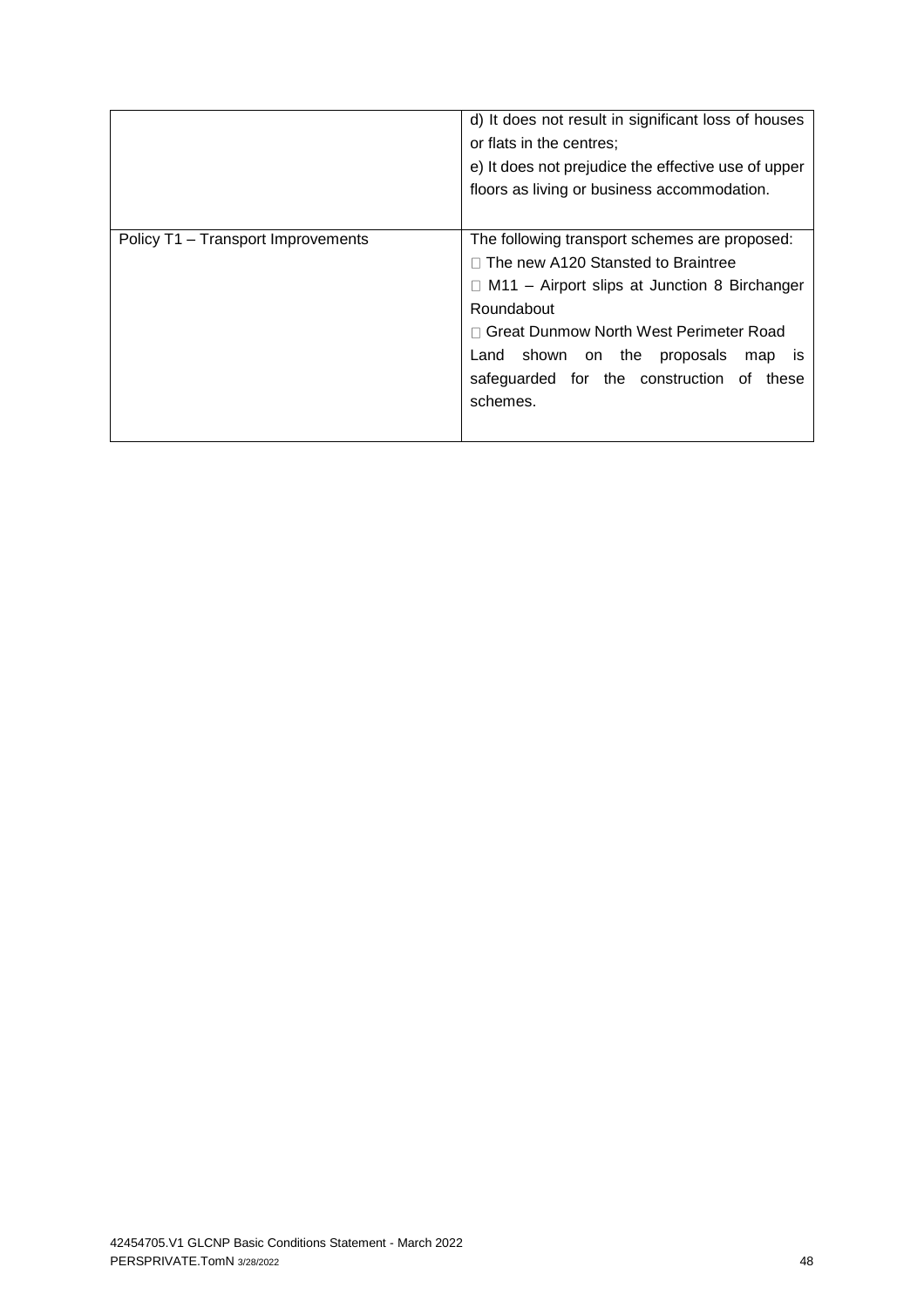| | |
|---|---|
| | d) It does not result in significant loss of houses or flats in the centres;<br>e) It does not prejudice the effective use of upper floors as living or business accommodation. |
| Policy T1 – Transport Improvements | The following transport schemes are proposed:<br>• The new A120 Stansted to Braintree<br>• M11 – Airport slips at Junction 8 Birchanger Roundabout<br>• Great Dunmow North West Perimeter Road<br>Land shown on the proposals map is safeguarded for the construction of these schemes. |

42454705.V1 GLCNP Basic Conditions Statement - March 2022
PERSPRIVATE.TomN 3/28/2022